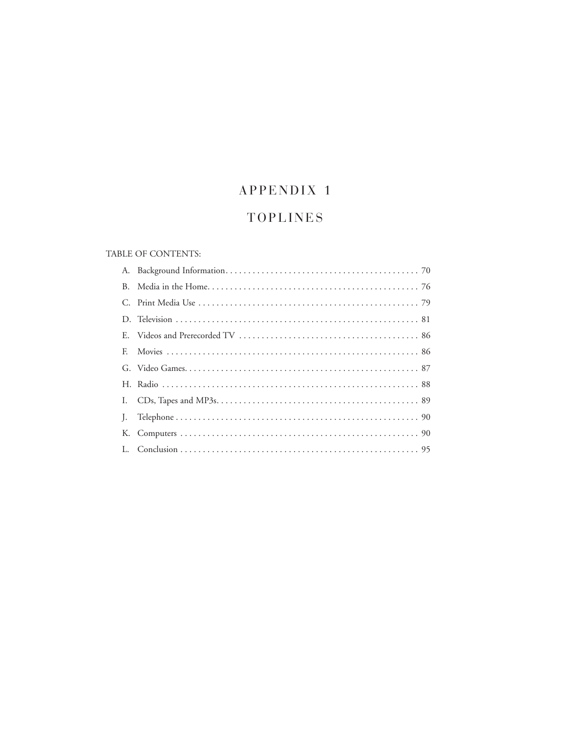# APPENDIX 1

# TOPLINES

TABLE OF CONTENTS:

A. Background Information . . . . . . . . . . . . . . . . . . . . . . . . . . . . . . . . . . . . . . . . . . 70

B. Media in the Home . . . . . . . . . . . . . . . . . . . . . . . . . . . . . . . . . . . . . . . . . . . . . . 76

C. Print Media Use . . . . . . . . . . . . . . . . . . . . . . . . . . . . . . . . . . . . . . . . . . . . . . . . 79

D. Television . . . . . . . . . . . . . . . . . . . . . . . . . . . . . . . . . . . . . . . . . . . . . . . . . . . . 81

E. Videos and Prerecorded TV . . . . . . . . . . . . . . . . . . . . . . . . . . . . . . . . . . . . . . . 86

F. Movies . . . . . . . . . . . . . . . . . . . . . . . . . . . . . . . . . . . . . . . . . . . . . . . . . . . . . . . 86

G. Video Games . . . . . . . . . . . . . . . . . . . . . . . . . . . . . . . . . . . . . . . . . . . . . . . . . . . 87

H. Radio . . . . . . . . . . . . . . . . . . . . . . . . . . . . . . . . . . . . . . . . . . . . . . . . . . . . . . . . . 88

I. CDs, Tapes and MP3s . . . . . . . . . . . . . . . . . . . . . . . . . . . . . . . . . . . . . . . . . . . . 89

J. Telephone . . . . . . . . . . . . . . . . . . . . . . . . . . . . . . . . . . . . . . . . . . . . . . . . . . . . . 90

K. Computers . . . . . . . . . . . . . . . . . . . . . . . . . . . . . . . . . . . . . . . . . . . . . . . . . . . . 90

L. Conclusion . . . . . . . . . . . . . . . . . . . . . . . . . . . . . . . . . . . . . . . . . . . . . . . . . . . . 95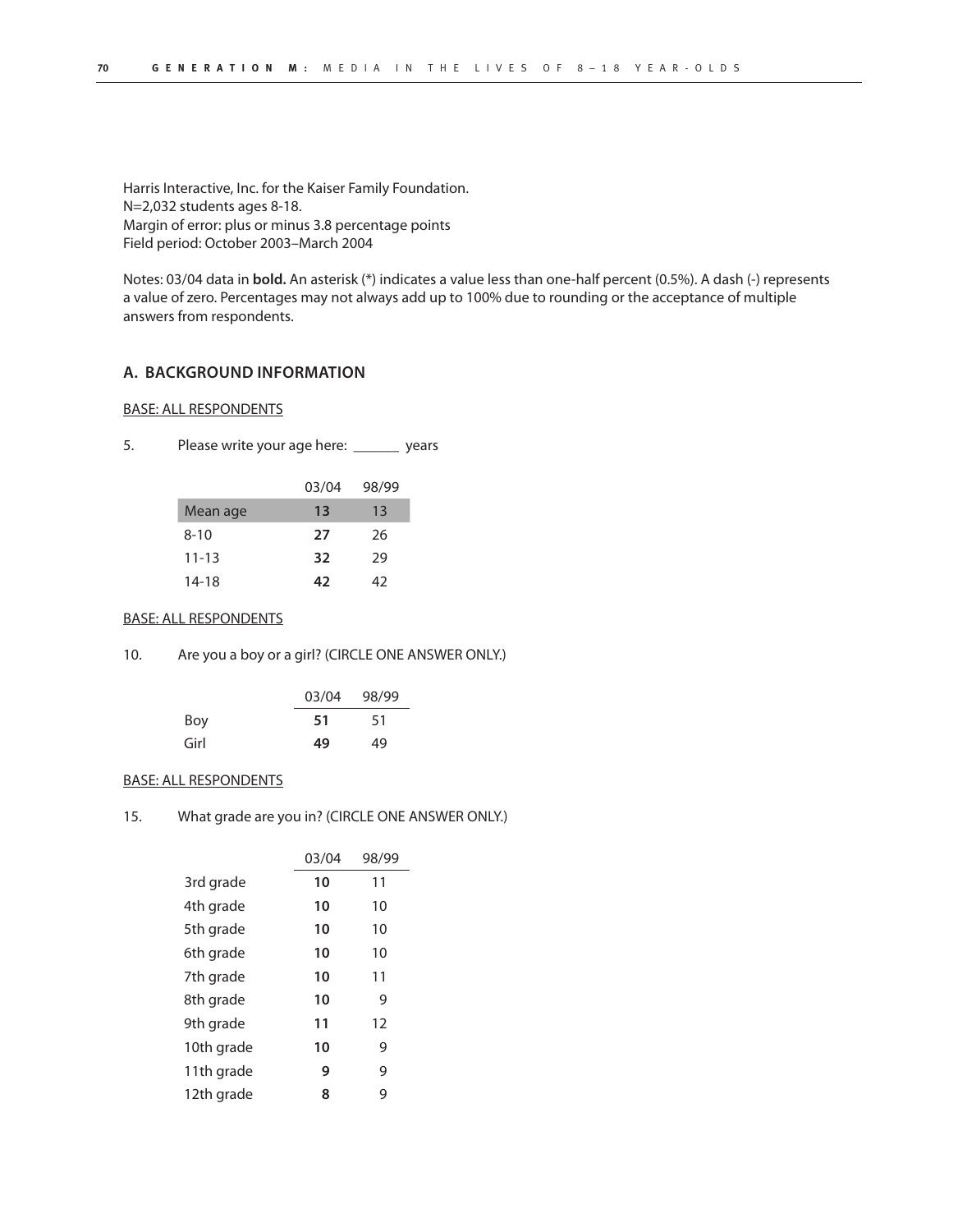Harris Interactive, Inc. for the Kaiser Family Foundation.
N=2,032 students ages 8-18.
Margin of error: plus or minus 3.8 percentage points
Field period: October 2003–March 2004

Notes: 03/04 data in **bold.** An asterisk (*) indicates a value less than one-half percent (0.5%). A dash (-) represents a value of zero. Percentages may not always add up to 100% due to rounding or the acceptance of multiple answers from respondents.

## A. BACKGROUND INFORMATION

BASE: ALL RESPONDENTS

5. Please write your age here: _______ years

| | 03/04 | 98/99 |
|---|---|---|
| Mean age | **13** | 13 |
| 8-10 | **27** | 26 |
| 11-13 | **32** | 29 |
| 14-18 | **42** | 42 |

BASE: ALL RESPONDENTS

10. Are you a boy or a girl? (CIRCLE ONE ANSWER ONLY.)

| | 03/04 | 98/99 |
|---|---|---|
| Boy | **51** | 51 |
| Girl | **49** | 49 |

BASE: ALL RESPONDENTS

15. What grade are you in? (CIRCLE ONE ANSWER ONLY.)

| | 03/04 | 98/99 |
|---|---|---|
| 3rd grade | **10** | 11 |
| 4th grade | **10** | 10 |
| 5th grade | **10** | 10 |
| 6th grade | **10** | 10 |
| 7th grade | **10** | 11 |
| 8th grade | **10** | 9 |
| 9th grade | **11** | 12 |
| 10th grade | **10** | 9 |
| 11th grade | **9** | 9 |
| 12th grade | **8** | 9 |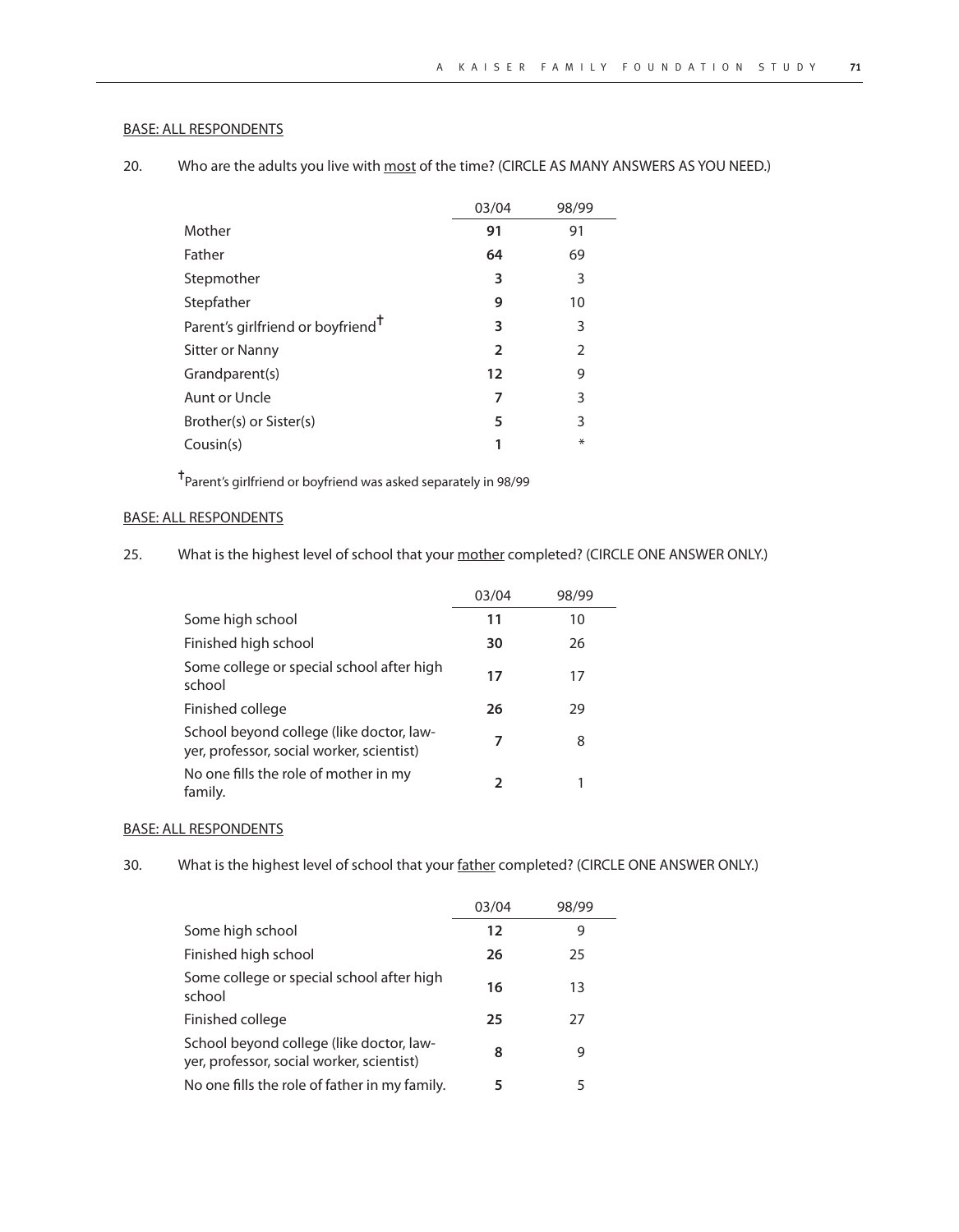BASE: ALL RESPONDENTS

20. Who are the adults you live with most of the time? (CIRCLE AS MANY ANSWERS AS YOU NEED.)

| | 03/04 | 98/99 |
|---|---|---|
| Mother | **91** | 91 |
| Father | **64** | 69 |
| Stepmother | **3** | 3 |
| Stepfather | **9** | 10 |
| Parent's girlfriend or boyfriend† | **3** | 3 |
| Sitter or Nanny | **2** | 2 |
| Grandparent(s) | **12** | 9 |
| Aunt or Uncle | **7** | 3 |
| Brother(s) or Sister(s) | **5** | 3 |
| Cousin(s) | **1** | * |

†Parent's girlfriend or boyfriend was asked separately in 98/99

BASE: ALL RESPONDENTS

25. What is the highest level of school that your mother completed? (CIRCLE ONE ANSWER ONLY.)

| | 03/04 | 98/99 |
|---|---|---|
| Some high school | **11** | 10 |
| Finished high school | **30** | 26 |
| Some college or special school after high school | **17** | 17 |
| Finished college | **26** | 29 |
| School beyond college (like doctor, lawyer, professor, social worker, scientist) | **7** | 8 |
| No one fills the role of mother in my family. | **2** | 1 |

BASE: ALL RESPONDENTS

30. What is the highest level of school that your father completed? (CIRCLE ONE ANSWER ONLY.)

| | 03/04 | 98/99 |
|---|---|---|
| Some high school | **12** | 9 |
| Finished high school | **26** | 25 |
| Some college or special school after high school | **16** | 13 |
| Finished college | **25** | 27 |
| School beyond college (like doctor, lawyer, professor, social worker, scientist) | **8** | 9 |
| No one fills the role of father in my family. | **5** | 5 |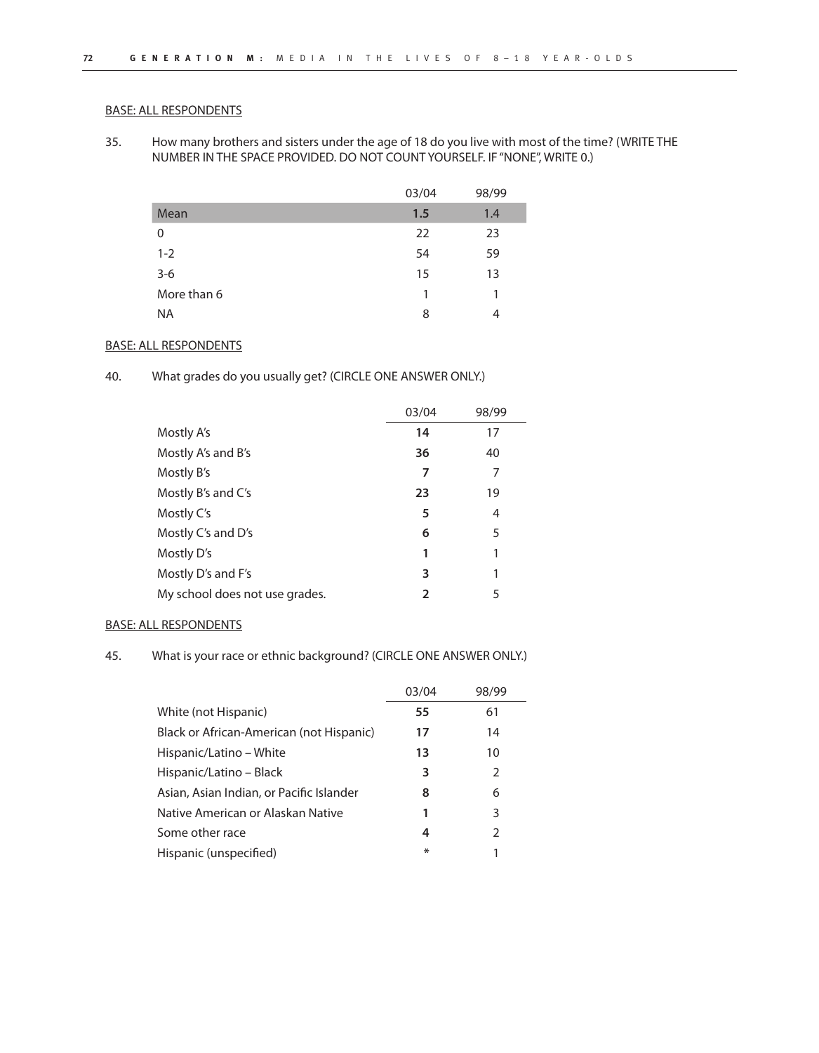BASE: ALL RESPONDENTS

35. How many brothers and sisters under the age of 18 do you live with most of the time? (WRITE THE NUMBER IN THE SPACE PROVIDED. DO NOT COUNT YOURSELF. IF "NONE", WRITE 0.)

| | 03/04 | 98/99 |
|---|---|---|
| Mean | **1.5** | 1.4 |
| 0 | 22 | 23 |
| 1-2 | 54 | 59 |
| 3-6 | 15 | 13 |
| More than 6 | 1 | 1 |
| NA | 8 | 4 |

BASE: ALL RESPONDENTS

40. What grades do you usually get? (CIRCLE ONE ANSWER ONLY.)

| | 03/04 | 98/99 |
|---|---|---|
| Mostly A's | **14** | 17 |
| Mostly A's and B's | **36** | 40 |
| Mostly B's | **7** | 7 |
| Mostly B's and C's | **23** | 19 |
| Mostly C's | **5** | 4 |
| Mostly C's and D's | **6** | 5 |
| Mostly D's | **1** | 1 |
| Mostly D's and F's | **3** | 1 |
| My school does not use grades. | **2** | 5 |

BASE: ALL RESPONDENTS

45. What is your race or ethnic background? (CIRCLE ONE ANSWER ONLY.)

| | 03/04 | 98/99 |
|---|---|---|
| White (not Hispanic) | **55** | 61 |
| Black or African-American (not Hispanic) | **17** | 14 |
| Hispanic/Latino – White | **13** | 10 |
| Hispanic/Latino – Black | **3** | 2 |
| Asian, Asian Indian, or Pacific Islander | **8** | 6 |
| Native American or Alaskan Native | **1** | 3 |
| Some other race | **4** | 2 |
| Hispanic (unspecified) | * | 1 |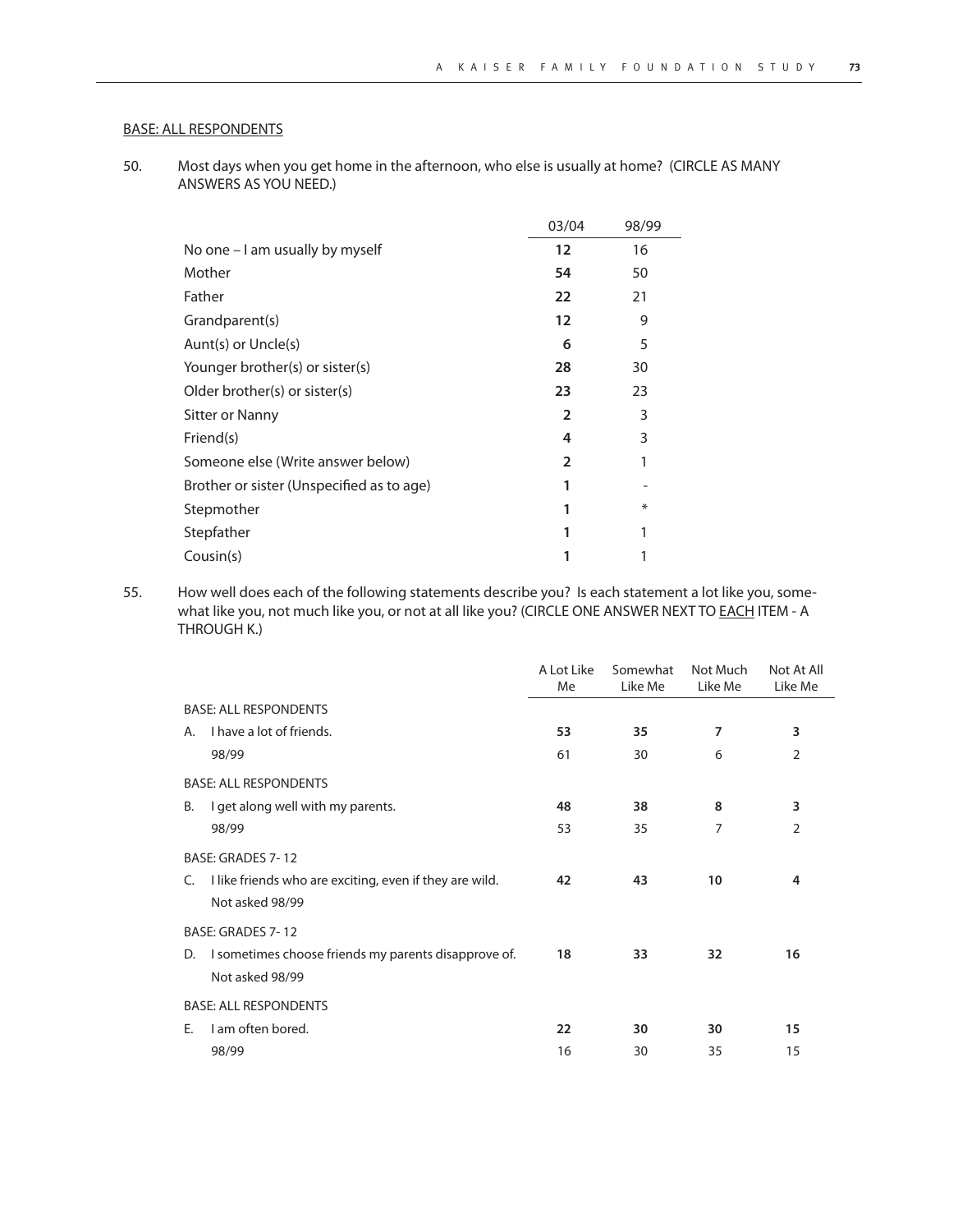BASE: ALL RESPONDENTS

50. Most days when you get home in the afternoon, who else is usually at home? (CIRCLE AS MANY ANSWERS AS YOU NEED.)

| | 03/04 | 98/99 |
|---|---|---|
| No one – I am usually by myself | **12** | 16 |
| Mother | **54** | 50 |
| Father | **22** | 21 |
| Grandparent(s) | **12** | 9 |
| Aunt(s) or Uncle(s) | **6** | 5 |
| Younger brother(s) or sister(s) | **28** | 30 |
| Older brother(s) or sister(s) | **23** | 23 |
| Sitter or Nanny | **2** | 3 |
| Friend(s) | **4** | 3 |
| Someone else (Write answer below) | **2** | 1 |
| Brother or sister (Unspecified as to age) | **1** | - |
| Stepmother | **1** | * |
| Stepfather | **1** | 1 |
| Cousin(s) | **1** | 1 |

55. How well does each of the following statements describe you? Is each statement a lot like you, somewhat like you, not much like you, or not at all like you? (CIRCLE ONE ANSWER NEXT TO EACH ITEM - A THROUGH K.)

| | A Lot Like Me | Somewhat Like Me | Not Much Like Me | Not At All Like Me |
|---|---|---|---|---|
| BASE: ALL RESPONDENTS | | | | |
| A. I have a lot of friends. | **53** | **35** | **7** | **3** |
| 98/99 | 61 | 30 | 6 | 2 |
| BASE: ALL RESPONDENTS | | | | |
| B. I get along well with my parents. | **48** | **38** | **8** | **3** |
| 98/99 | 53 | 35 | 7 | 2 |
| BASE: GRADES 7- 12 | | | | |
| C. I like friends who are exciting, even if they are wild. | **42** | **43** | **10** | **4** |
| Not asked 98/99 | | | | |
| BASE: GRADES 7- 12 | | | | |
| D. I sometimes choose friends my parents disapprove of. | **18** | **33** | **32** | **16** |
| Not asked 98/99 | | | | |
| BASE: ALL RESPONDENTS | | | | |
| E. I am often bored. | **22** | **30** | **30** | **15** |
| 98/99 | 16 | 30 | 35 | 15 |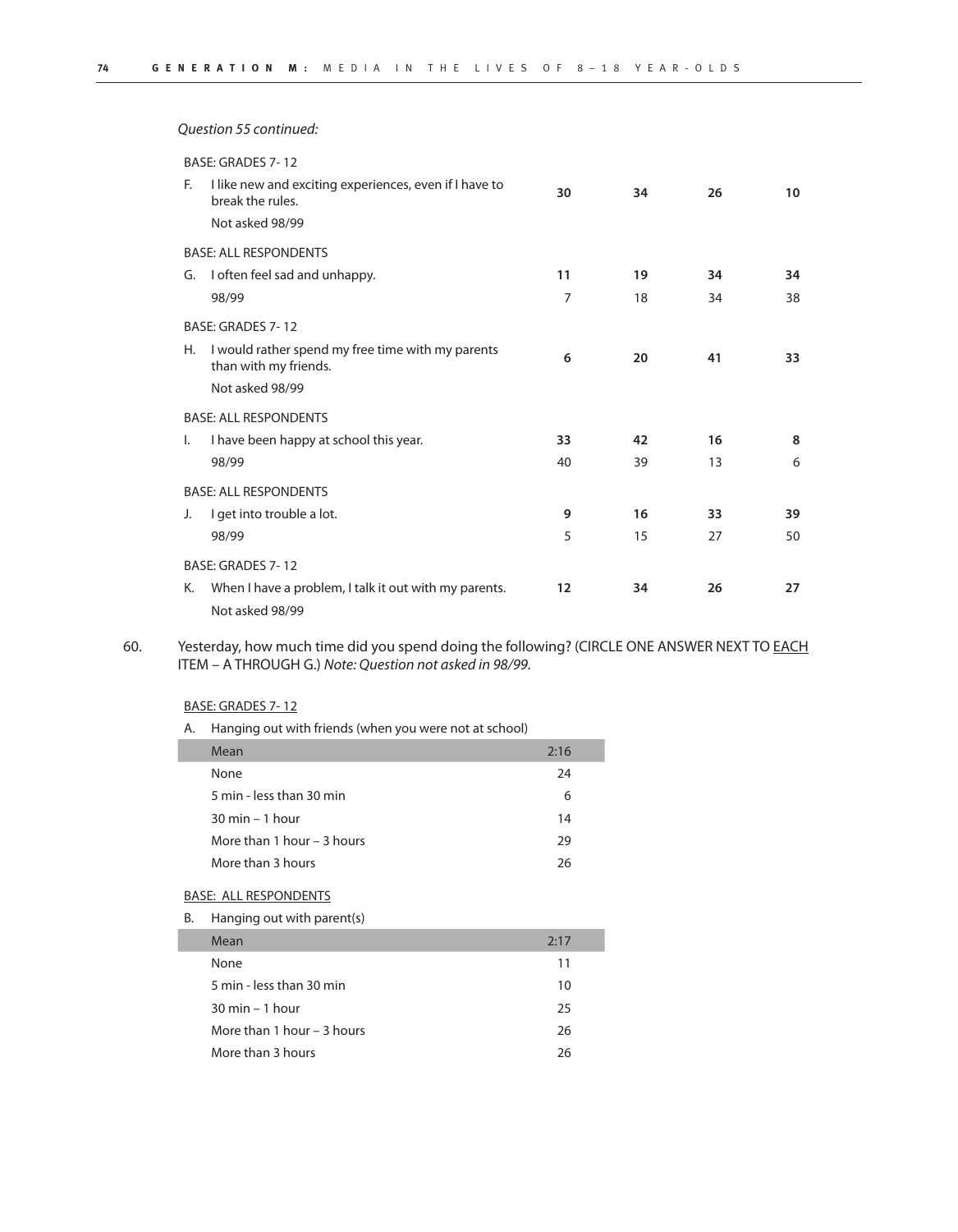*Question 55 continued:*

| | | | | |
|---|---|---|---|---|
| BASE: GRADES 7- 12 | | | | |
| F. I like new and exciting experiences, even if I have to break the rules. | **30** | **34** | **26** | **10** |
| Not asked 98/99 | | | | |
| BASE: ALL RESPONDENTS | | | | |
| G. I often feel sad and unhappy. | **11** | **19** | **34** | **34** |
| 98/99 | 7 | 18 | 34 | 38 |
| BASE: GRADES 7- 12 | | | | |
| H. I would rather spend my free time with my parents than with my friends. | **6** | **20** | **41** | **33** |
| Not asked 98/99 | | | | |
| BASE: ALL RESPONDENTS | | | | |
| I. I have been happy at school this year. | **33** | **42** | **16** | **8** |
| 98/99 | 40 | 39 | 13 | 6 |
| BASE: ALL RESPONDENTS | | | | |
| J. I get into trouble a lot. | **9** | **16** | **33** | **39** |
| 98/99 | 5 | 15 | 27 | 50 |
| BASE: GRADES 7- 12 | | | | |
| K. When I have a problem, I talk it out with my parents. | **12** | **34** | **26** | **27** |
| Not asked 98/99 | | | | |

60. Yesterday, how much time did you spend doing the following? (CIRCLE ONE ANSWER NEXT TO EACH ITEM – A THROUGH G.) *Note: Question not asked in 98/99.*

BASE: GRADES 7- 12

A. Hanging out with friends (when you were not at school)

| | |
|---|---|
| Mean | 2:16 |
| None | 24 |
| 5 min - less than 30 min | 6 |
| 30 min – 1 hour | 14 |
| More than 1 hour – 3 hours | 29 |
| More than 3 hours | 26 |

BASE: ALL RESPONDENTS

B. Hanging out with parent(s)

| | |
|---|---|
| Mean | 2:17 |
| None | 11 |
| 5 min - less than 30 min | 10 |
| 30 min – 1 hour | 25 |
| More than 1 hour – 3 hours | 26 |
| More than 3 hours | 26 |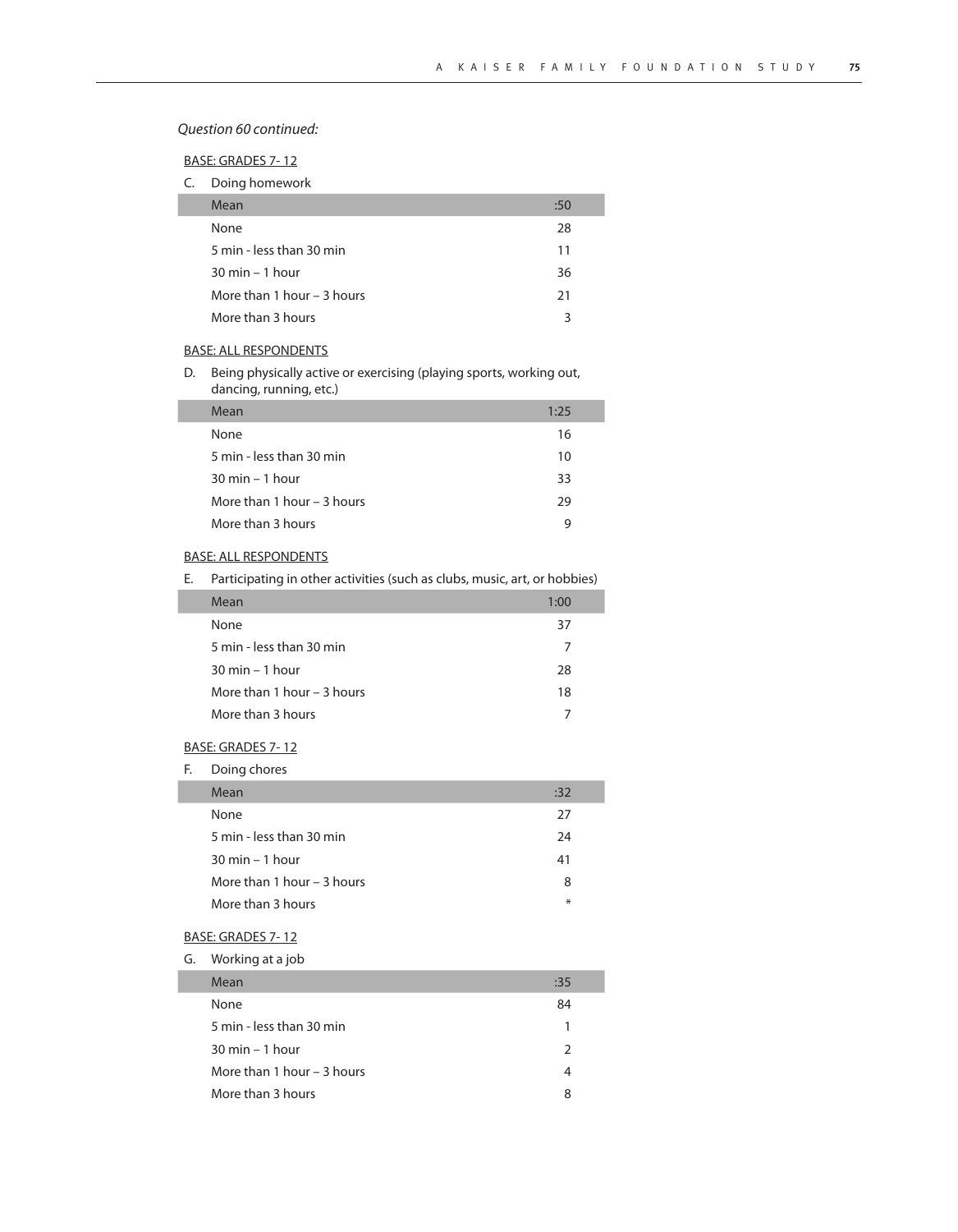*Question 60 continued:*

BASE: GRADES 7- 12

C. Doing homework

| | |
|---|---|
| Mean | :50 |
| None | 28 |
| 5 min - less than 30 min | 11 |
| 30 min – 1 hour | 36 |
| More than 1 hour – 3 hours | 21 |
| More than 3 hours | 3 |

BASE: ALL RESPONDENTS

D. Being physically active or exercising (playing sports, working out, dancing, running, etc.)

| | |
|---|---|
| Mean | 1:25 |
| None | 16 |
| 5 min - less than 30 min | 10 |
| 30 min – 1 hour | 33 |
| More than 1 hour – 3 hours | 29 |
| More than 3 hours | 9 |

BASE: ALL RESPONDENTS

E. Participating in other activities (such as clubs, music, art, or hobbies)

| | |
|---|---|
| Mean | 1:00 |
| None | 37 |
| 5 min - less than 30 min | 7 |
| 30 min – 1 hour | 28 |
| More than 1 hour – 3 hours | 18 |
| More than 3 hours | 7 |

BASE: GRADES 7- 12

F. Doing chores

| | |
|---|---|
| Mean | :32 |
| None | 27 |
| 5 min - less than 30 min | 24 |
| 30 min – 1 hour | 41 |
| More than 1 hour – 3 hours | 8 |
| More than 3 hours | * |

BASE: GRADES 7- 12

G. Working at a job

| | |
|---|---|
| Mean | :35 |
| None | 84 |
| 5 min - less than 30 min | 1 |
| 30 min – 1 hour | 2 |
| More than 1 hour – 3 hours | 4 |
| More than 3 hours | 8 |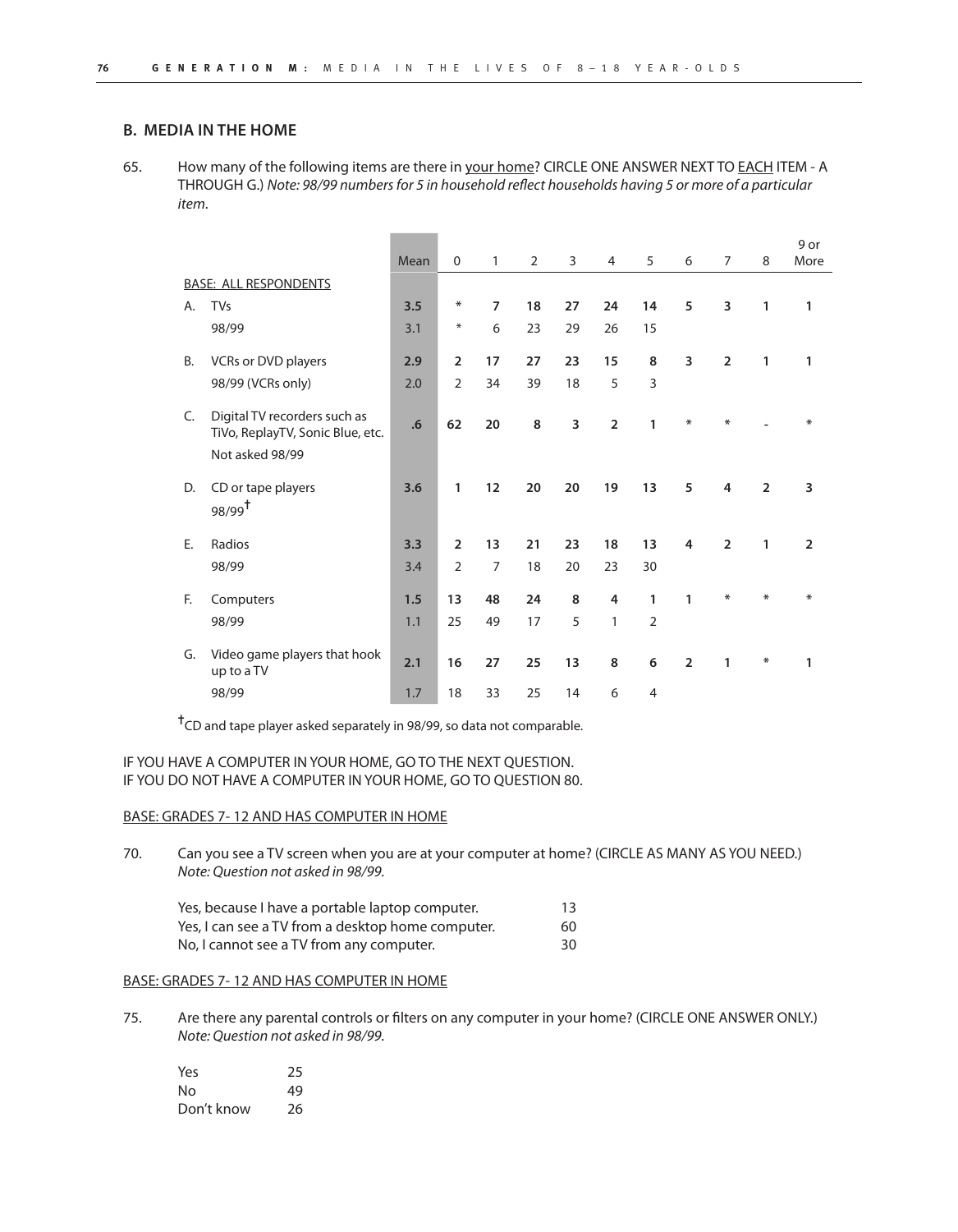## B. MEDIA IN THE HOME

65. How many of the following items are there in your home? CIRCLE ONE ANSWER NEXT TO EACH ITEM - A THROUGH G.) *Note: 98/99 numbers for 5 in household reflect households having 5 or more of a particular item.*

| | | Mean | 0 | 1 | 2 | 3 | 4 | 5 | 6 | 7 | 8 | 9 or More |
|---|---|---|---|---|---|---|---|---|---|---|---|---|
| | BASE: ALL RESPONDENTS | | | | | | | | | | | |
| A. | TVs | **3.5** | * | **7** | **18** | **27** | **24** | **14** | **5** | **3** | **1** | **1** |
| | 98/99 | 3.1 | * | 6 | 23 | 29 | 26 | 15 | | | | |
| B. | VCRs or DVD players | **2.9** | **2** | **17** | **27** | **23** | **15** | **8** | **3** | **2** | **1** | **1** |
| | 98/99 (VCRs only) | 2.0 | 2 | 34 | 39 | 18 | 5 | 3 | | | | |
| C. | Digital TV recorders such as TiVo, ReplayTV, Sonic Blue, etc. | **.6** | **62** | **20** | **8** | **3** | **2** | **1** | * | * | - | * |
| | Not asked 98/99 | | | | | | | | | | | |
| D. | CD or tape players | **3.6** | **1** | **12** | **20** | **20** | **19** | **13** | **5** | **4** | **2** | **3** |
| | 98/99† | | | | | | | | | | | |
| E. | Radios | **3.3** | **2** | **13** | **21** | **23** | **18** | **13** | **4** | **2** | **1** | **2** |
| | 98/99 | 3.4 | 2 | 7 | 18 | 20 | 23 | 30 | | | | |
| F. | Computers | **1.5** | **13** | **48** | **24** | **8** | **4** | **1** | **1** | * | * | * |
| | 98/99 | 1.1 | 25 | 49 | 17 | 5 | 1 | 2 | | | | |
| G. | Video game players that hook up to a TV | **2.1** | **16** | **27** | **25** | **13** | **8** | **6** | **2** | **1** | * | **1** |
| | 98/99 | 1.7 | 18 | 33 | 25 | 14 | 6 | 4 | | | | |

†CD and tape player asked separately in 98/99, so data not comparable.

IF YOU HAVE A COMPUTER IN YOUR HOME, GO TO THE NEXT QUESTION.
IF YOU DO NOT HAVE A COMPUTER IN YOUR HOME, GO TO QUESTION 80.

BASE: GRADES 7- 12 AND HAS COMPUTER IN HOME

70. Can you see a TV screen when you are at your computer at home? (CIRCLE AS MANY AS YOU NEED.) *Note: Question not asked in 98/99.*

| | |
|---|---|
| Yes, because I have a portable laptop computer. | 13 |
| Yes, I can see a TV from a desktop home computer. | 60 |
| No, I cannot see a TV from any computer. | 30 |

BASE: GRADES 7- 12 AND HAS COMPUTER IN HOME

75. Are there any parental controls or filters on any computer in your home? (CIRCLE ONE ANSWER ONLY.) *Note: Question not asked in 98/99.*

| | |
|---|---|
| Yes | 25 |
| No | 49 |
| Don't know | 26 |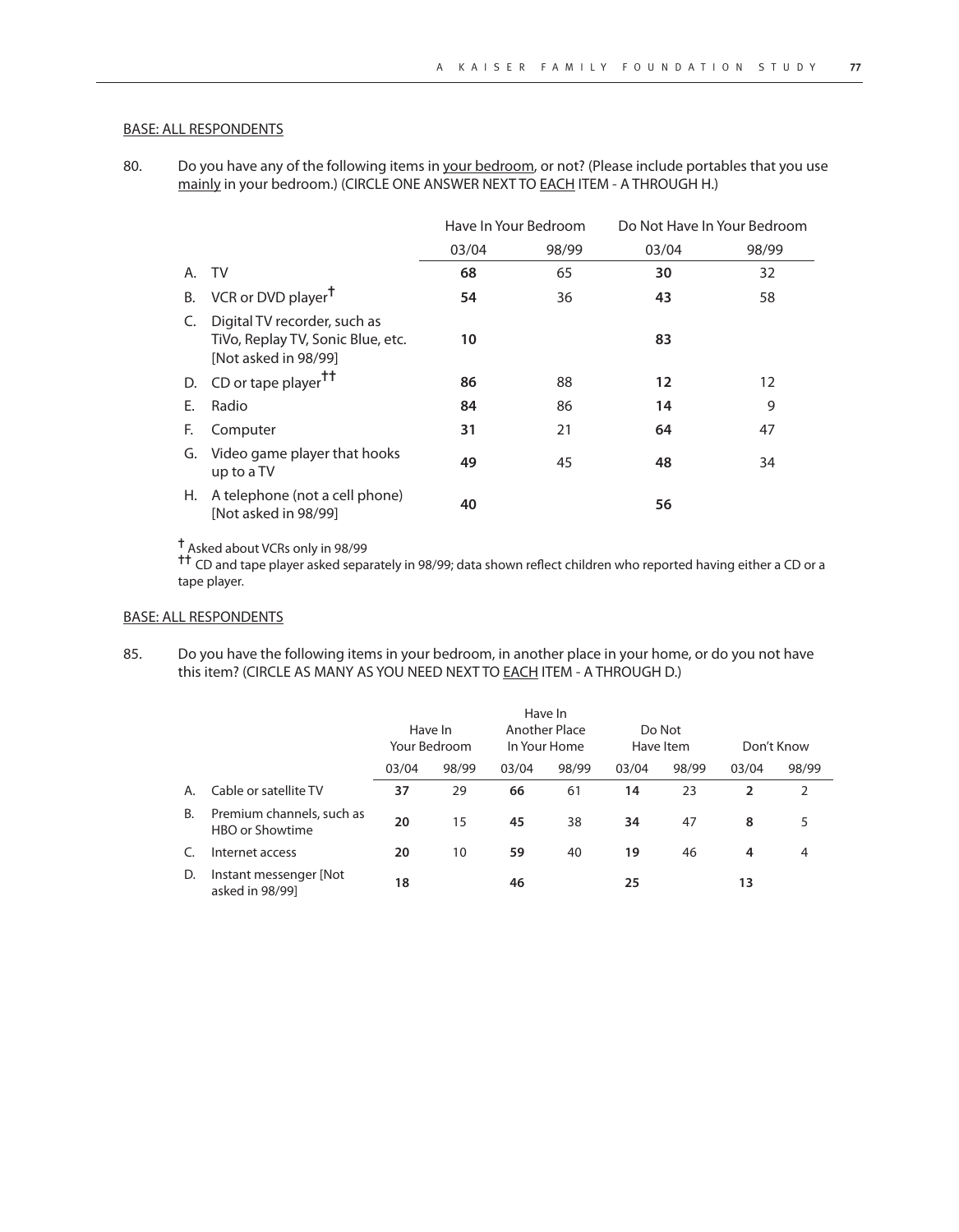BASE: ALL RESPONDENTS

80. Do you have any of the following items in your bedroom, or not? (Please include portables that you use mainly in your bedroom.) (CIRCLE ONE ANSWER NEXT TO EACH ITEM - A THROUGH H.)

| | | Have In Your Bedroom | | Do Not Have In Your Bedroom | |
|---|---|---|---|---|---|
| | | 03/04 | 98/99 | 03/04 | 98/99 |
| A. | TV | **68** | 65 | **30** | 32 |
| B. | VCR or DVD player† | **54** | 36 | **43** | 58 |
| C. | Digital TV recorder, such as TiVo, Replay TV, Sonic Blue, etc. [Not asked in 98/99] | **10** | | **83** | |
| D. | CD or tape player†† | **86** | 88 | **12** | 12 |
| E. | Radio | **84** | 86 | **14** | 9 |
| F. | Computer | **31** | 21 | **64** | 47 |
| G. | Video game player that hooks up to a TV | **49** | 45 | **48** | 34 |
| H. | A telephone (not a cell phone) [Not asked in 98/99] | **40** | | **56** | |

† Asked about VCRs only in 98/99

†† CD and tape player asked separately in 98/99; data shown reflect children who reported having either a CD or a tape player.

BASE: ALL RESPONDENTS

85. Do you have the following items in your bedroom, in another place in your home, or do you not have this item? (CIRCLE AS MANY AS YOU NEED NEXT TO EACH ITEM - A THROUGH D.)

| | | Have In Your Bedroom | | Have In Another Place In Your Home | | Do Not Have Item | | Don't Know | |
|---|---|---|---|---|---|---|---|---|---|
| | | 03/04 | 98/99 | 03/04 | 98/99 | 03/04 | 98/99 | 03/04 | 98/99 |
| A. | Cable or satellite TV | **37** | 29 | **66** | 61 | **14** | 23 | **2** | 2 |
| B. | Premium channels, such as HBO or Showtime | **20** | 15 | **45** | 38 | **34** | 47 | **8** | 5 |
| C. | Internet access | **20** | 10 | **59** | 40 | **19** | 46 | **4** | 4 |
| D. | Instant messenger [Not asked in 98/99] | **18** | | **46** | | **25** | | **13** | |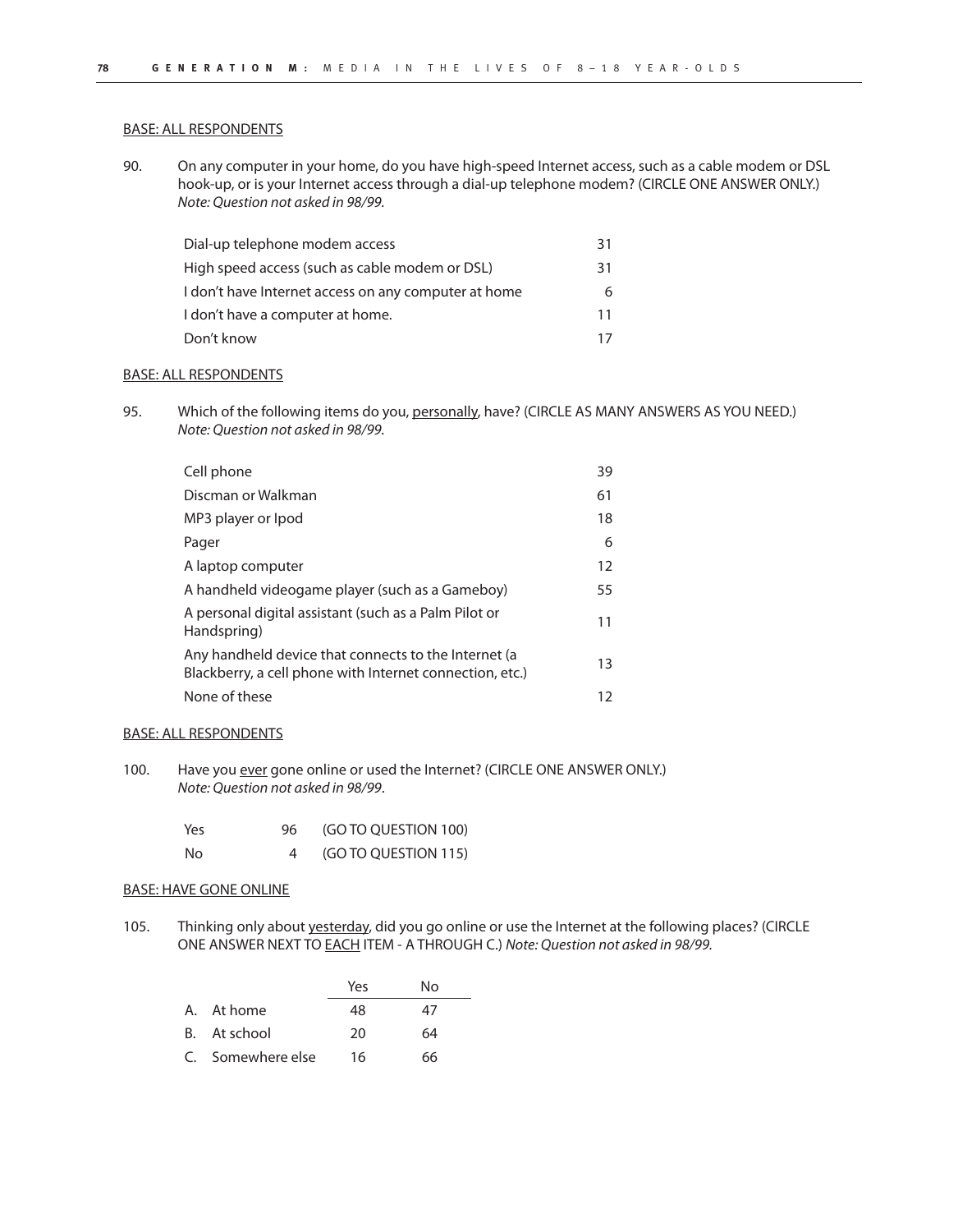BASE: ALL RESPONDENTS

90. On any computer in your home, do you have high-speed Internet access, such as a cable modem or DSL hook-up, or is your Internet access through a dial-up telephone modem? (CIRCLE ONE ANSWER ONLY.) *Note: Question not asked in 98/99.*

| | |
|---|---|
| Dial-up telephone modem access | 31 |
| High speed access (such as cable modem or DSL) | 31 |
| I don't have Internet access on any computer at home | 6 |
| I don't have a computer at home. | 11 |
| Don't know | 17 |

BASE: ALL RESPONDENTS

95. Which of the following items do you, personally, have? (CIRCLE AS MANY ANSWERS AS YOU NEED.) *Note: Question not asked in 98/99.*

| | |
|---|---|
| Cell phone | 39 |
| Discman or Walkman | 61 |
| MP3 player or Ipod | 18 |
| Pager | 6 |
| A laptop computer | 12 |
| A handheld videogame player (such as a Gameboy) | 55 |
| A personal digital assistant (such as a Palm Pilot or Handspring) | 11 |
| Any handheld device that connects to the Internet (a Blackberry, a cell phone with Internet connection, etc.) | 13 |
| None of these | 12 |

BASE: ALL RESPONDENTS

100. Have you ever gone online or used the Internet? (CIRCLE ONE ANSWER ONLY.) *Note: Question not asked in 98/99.*

| | | |
|---|---|---|
| Yes | 96 | (GO TO QUESTION 100) |
| No | 4 | (GO TO QUESTION 115) |

BASE: HAVE GONE ONLINE

105. Thinking only about yesterday, did you go online or use the Internet at the following places? (CIRCLE ONE ANSWER NEXT TO EACH ITEM - A THROUGH C.) *Note: Question not asked in 98/99.*

| | Yes | No |
|---|---|---|
| A. At home | 48 | 47 |
| B. At school | 20 | 64 |
| C. Somewhere else | 16 | 66 |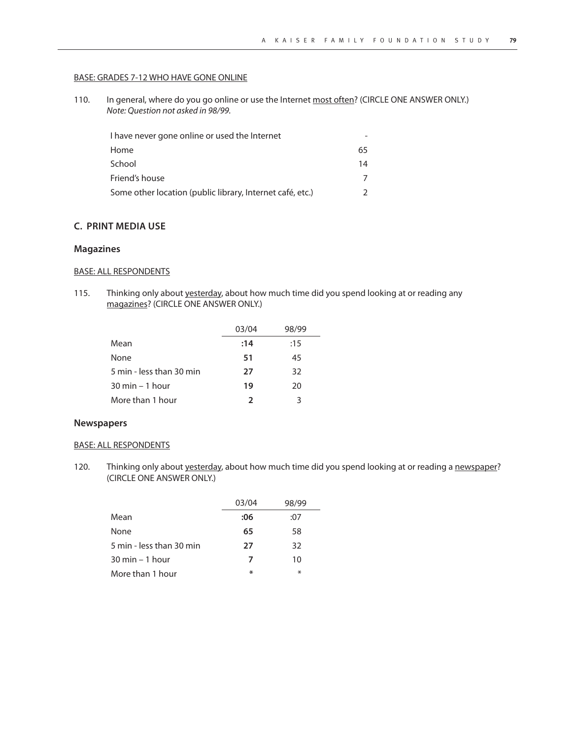BASE: GRADES 7-12 WHO HAVE GONE ONLINE

110. In general, where do you go online or use the Internet most often? (CIRCLE ONE ANSWER ONLY.)
*Note: Question not asked in 98/99.*

| | |
|---|---|
| I have never gone online or used the Internet | - |
| Home | 65 |
| School | 14 |
| Friend's house | 7 |
| Some other location (public library, Internet café, etc.) | 2 |

## C. PRINT MEDIA USE

### Magazines

BASE: ALL RESPONDENTS

115. Thinking only about yesterday, about how much time did you spend looking at or reading any magazines? (CIRCLE ONE ANSWER ONLY.)

| | 03/04 | 98/99 |
|---|---|---|
| Mean | **:14** | :15 |
| None | **51** | 45 |
| 5 min - less than 30 min | **27** | 32 |
| 30 min – 1 hour | **19** | 20 |
| More than 1 hour | **2** | 3 |

### Newspapers

BASE: ALL RESPONDENTS

120. Thinking only about yesterday, about how much time did you spend looking at or reading a newspaper? (CIRCLE ONE ANSWER ONLY.)

| | 03/04 | 98/99 |
|---|---|---|
| Mean | **:06** | :07 |
| None | **65** | 58 |
| 5 min - less than 30 min | **27** | 32 |
| 30 min – 1 hour | **7** | 10 |
| More than 1 hour | **\*** | * |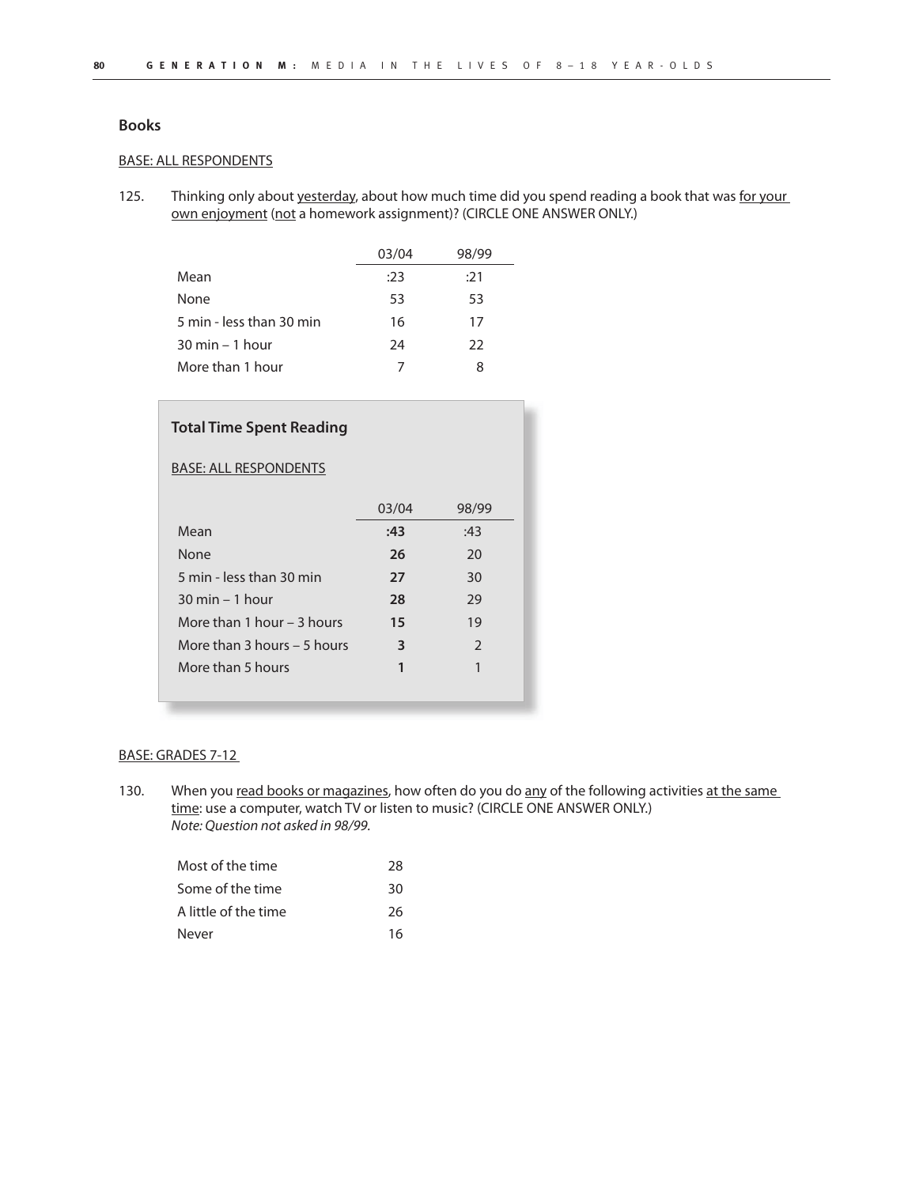## Books

BASE: ALL RESPONDENTS

125. Thinking only about yesterday, about how much time did you spend reading a book that was for your own enjoyment (not a homework assignment)? (CIRCLE ONE ANSWER ONLY.)

| | 03/04 | 98/99 |
|---|---|---|
| Mean | :23 | :21 |
| None | 53 | 53 |
| 5 min - less than 30 min | 16 | 17 |
| 30 min – 1 hour | 24 | 22 |
| More than 1 hour | 7 | 8 |

### Total Time Spent Reading

BASE: ALL RESPONDENTS

| | 03/04 | 98/99 |
|---|---|---|
| Mean | **:43** | :43 |
| None | **26** | 20 |
| 5 min - less than 30 min | **27** | 30 |
| 30 min – 1 hour | **28** | 29 |
| More than 1 hour – 3 hours | **15** | 19 |
| More than 3 hours – 5 hours | **3** | 2 |
| More than 5 hours | **1** | 1 |

BASE: GRADES 7-12

130. When you read books or magazines, how often do you do any of the following activities at the same time: use a computer, watch TV or listen to music? (CIRCLE ONE ANSWER ONLY.)
*Note: Question not asked in 98/99.*

| | |
|---|---|
| Most of the time | 28 |
| Some of the time | 30 |
| A little of the time | 26 |
| Never | 16 |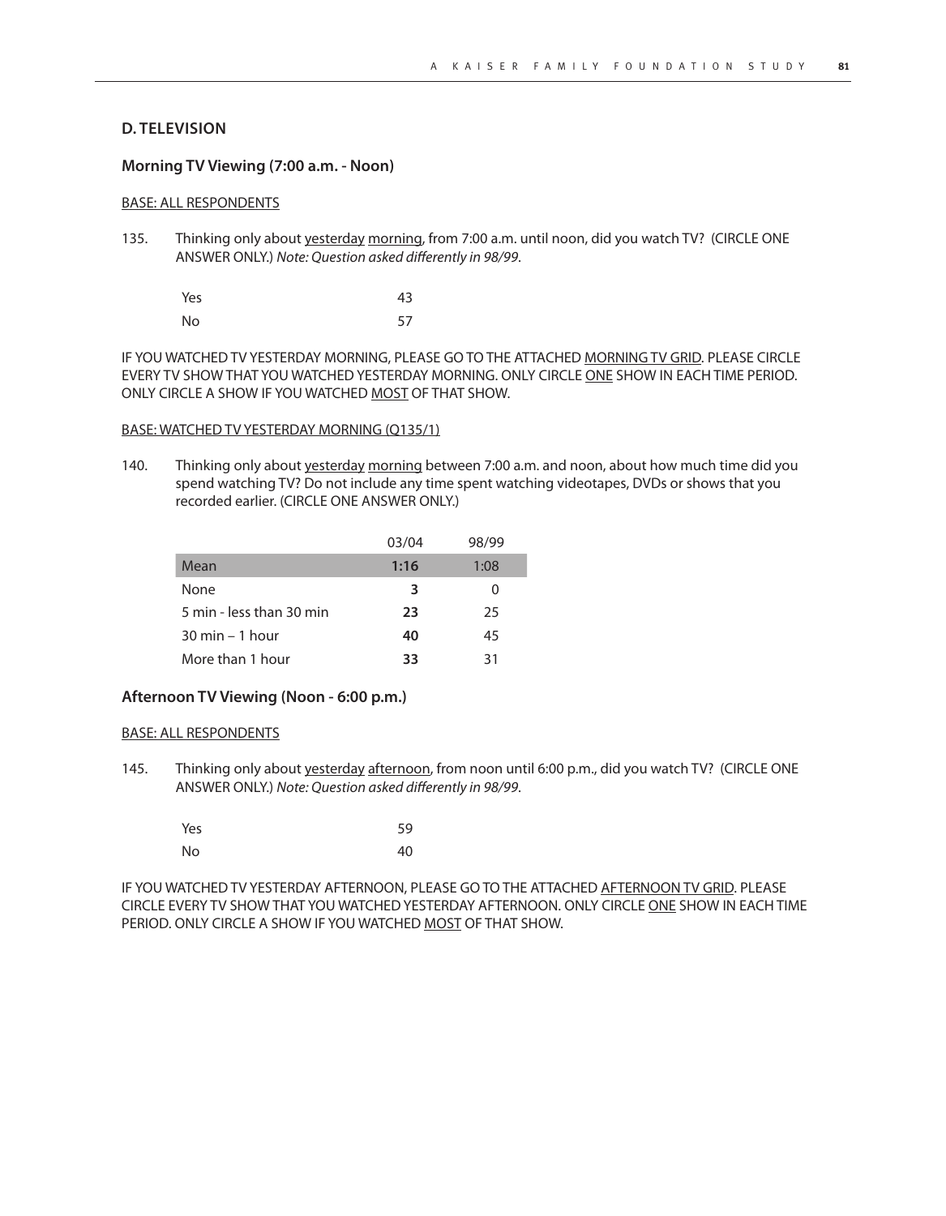## D. TELEVISION

### Morning TV Viewing (7:00 a.m. - Noon)

BASE: ALL RESPONDENTS

135. Thinking only about yesterday morning, from 7:00 a.m. until noon, did you watch TV? (CIRCLE ONE ANSWER ONLY.) *Note: Question asked differently in 98/99.*

| | |
|---|---|
| Yes | 43 |
| No | 57 |

IF YOU WATCHED TV YESTERDAY MORNING, PLEASE GO TO THE ATTACHED MORNING TV GRID. PLEASE CIRCLE EVERY TV SHOW THAT YOU WATCHED YESTERDAY MORNING. ONLY CIRCLE ONE SHOW IN EACH TIME PERIOD. ONLY CIRCLE A SHOW IF YOU WATCHED MOST OF THAT SHOW.

BASE: WATCHED TV YESTERDAY MORNING (Q135/1)

140. Thinking only about yesterday morning between 7:00 a.m. and noon, about how much time did you spend watching TV? Do not include any time spent watching videotapes, DVDs or shows that you recorded earlier. (CIRCLE ONE ANSWER ONLY.)

| | 03/04 | 98/99 |
|---|---|---|
| Mean | **1:16** | 1:08 |
| None | **3** | 0 |
| 5 min - less than 30 min | **23** | 25 |
| 30 min – 1 hour | **40** | 45 |
| More than 1 hour | **33** | 31 |

### Afternoon TV Viewing (Noon - 6:00 p.m.)

BASE: ALL RESPONDENTS

145. Thinking only about yesterday afternoon, from noon until 6:00 p.m., did you watch TV? (CIRCLE ONE ANSWER ONLY.) *Note: Question asked differently in 98/99.*

| | |
|---|---|
| Yes | 59 |
| No | 40 |

IF YOU WATCHED TV YESTERDAY AFTERNOON, PLEASE GO TO THE ATTACHED AFTERNOON TV GRID. PLEASE CIRCLE EVERY TV SHOW THAT YOU WATCHED YESTERDAY AFTERNOON. ONLY CIRCLE ONE SHOW IN EACH TIME PERIOD. ONLY CIRCLE A SHOW IF YOU WATCHED MOST OF THAT SHOW.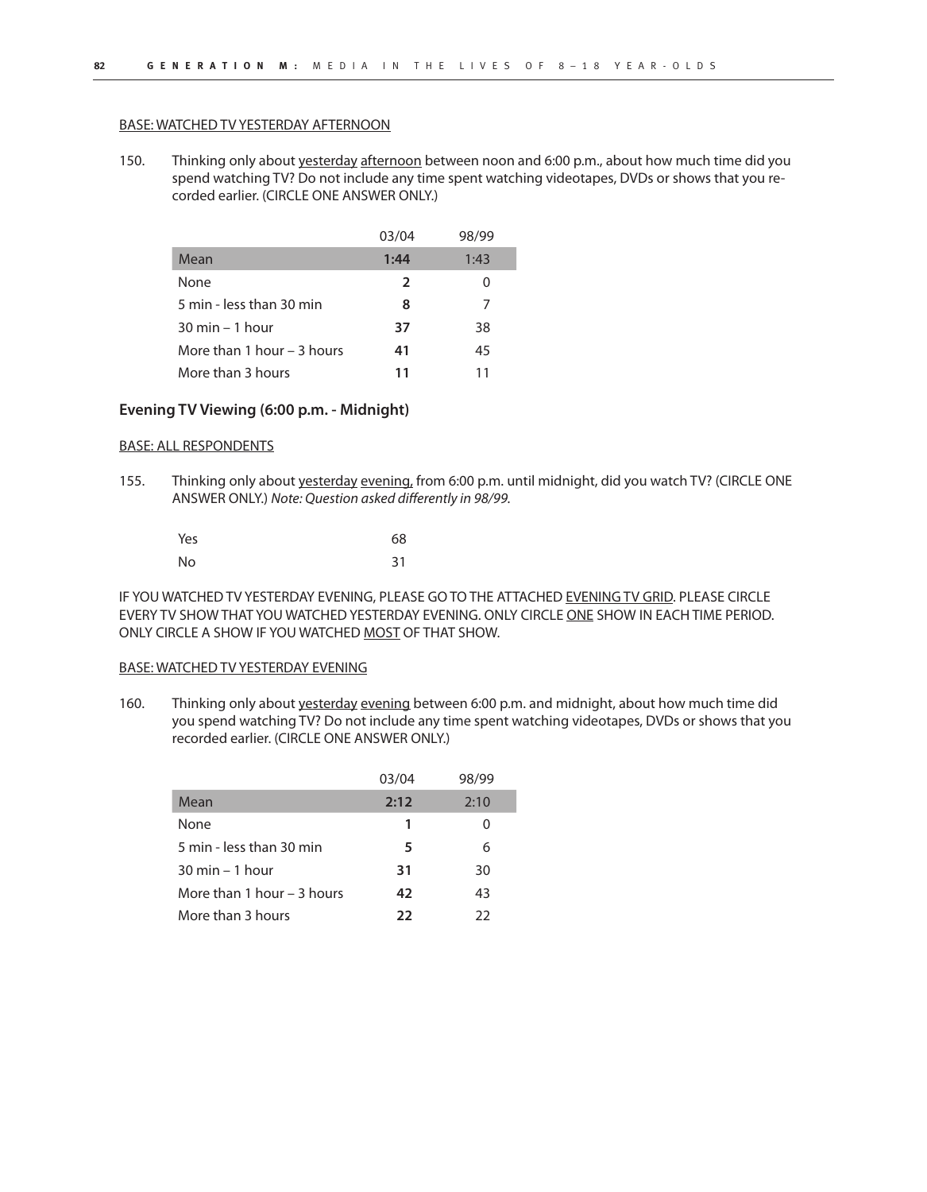BASE: WATCHED TV YESTERDAY AFTERNOON

150. Thinking only about yesterday afternoon between noon and 6:00 p.m., about how much time did you spend watching TV? Do not include any time spent watching videotapes, DVDs or shows that you recorded earlier. (CIRCLE ONE ANSWER ONLY.)

| | 03/04 | 98/99 |
|---|---|---|
| Mean | **1:44** | 1:43 |
| None | **2** | 0 |
| 5 min - less than 30 min | **8** | 7 |
| 30 min – 1 hour | **37** | 38 |
| More than 1 hour – 3 hours | **41** | 45 |
| More than 3 hours | **11** | 11 |

### Evening TV Viewing (6:00 p.m. - Midnight)

BASE: ALL RESPONDENTS

155. Thinking only about yesterday evening, from 6:00 p.m. until midnight, did you watch TV? (CIRCLE ONE ANSWER ONLY.) *Note: Question asked differently in 98/99.*

| | |
|---|---|
| Yes | 68 |
| No | 31 |

IF YOU WATCHED TV YESTERDAY EVENING, PLEASE GO TO THE ATTACHED EVENING TV GRID. PLEASE CIRCLE EVERY TV SHOW THAT YOU WATCHED YESTERDAY EVENING. ONLY CIRCLE ONE SHOW IN EACH TIME PERIOD. ONLY CIRCLE A SHOW IF YOU WATCHED MOST OF THAT SHOW.

BASE: WATCHED TV YESTERDAY EVENING

160. Thinking only about yesterday evening between 6:00 p.m. and midnight, about how much time did you spend watching TV? Do not include any time spent watching videotapes, DVDs or shows that you recorded earlier. (CIRCLE ONE ANSWER ONLY.)

| | 03/04 | 98/99 |
|---|---|---|
| Mean | **2:12** | 2:10 |
| None | **1** | 0 |
| 5 min - less than 30 min | **5** | 6 |
| 30 min – 1 hour | **31** | 30 |
| More than 1 hour – 3 hours | **42** | 43 |
| More than 3 hours | **22** | 22 |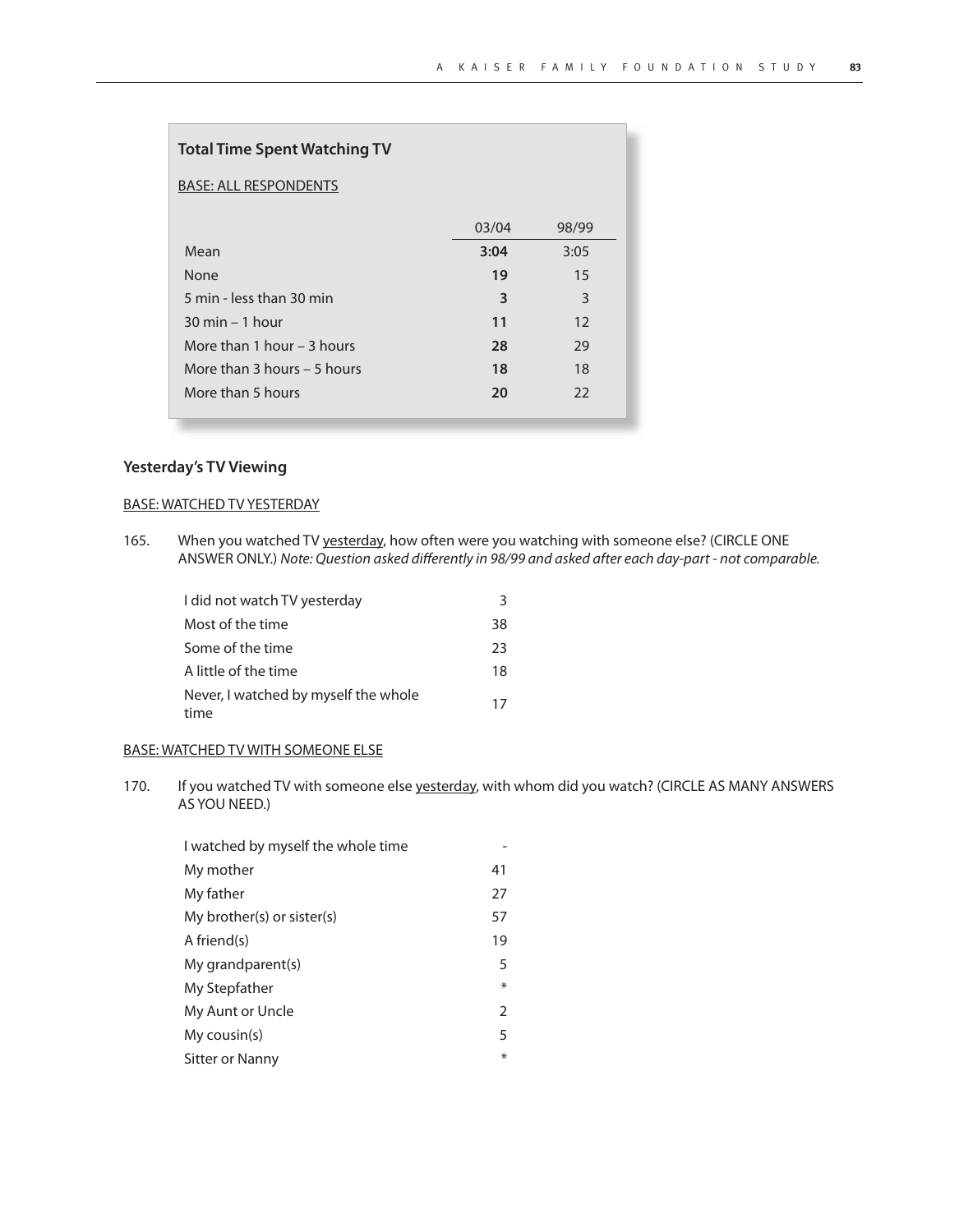### Total Time Spent Watching TV

BASE: ALL RESPONDENTS

| | 03/04 | 98/99 |
|---|---|---|
| Mean | **3:04** | 3:05 |
| None | **19** | 15 |
| 5 min - less than 30 min | **3** | 3 |
| 30 min – 1 hour | **11** | 12 |
| More than 1 hour – 3 hours | **28** | 29 |
| More than 3 hours – 5 hours | **18** | 18 |
| More than 5 hours | **20** | 22 |

### Yesterday's TV Viewing

BASE: WATCHED TV YESTERDAY

165. When you watched TV yesterday, how often were you watching with someone else? (CIRCLE ONE ANSWER ONLY.) *Note: Question asked differently in 98/99 and asked after each day-part - not comparable.*

| | |
|---|---|
| I did not watch TV yesterday | 3 |
| Most of the time | 38 |
| Some of the time | 23 |
| A little of the time | 18 |
| Never, I watched by myself the whole time | 17 |

BASE: WATCHED TV WITH SOMEONE ELSE

170. If you watched TV with someone else yesterday, with whom did you watch? (CIRCLE AS MANY ANSWERS AS YOU NEED.)

| | |
|---|---|
| I watched by myself the whole time | - |
| My mother | 41 |
| My father | 27 |
| My brother(s) or sister(s) | 57 |
| A friend(s) | 19 |
| My grandparent(s) | 5 |
| My Stepfather | * |
| My Aunt or Uncle | 2 |
| My cousin(s) | 5 |
| Sitter or Nanny | * |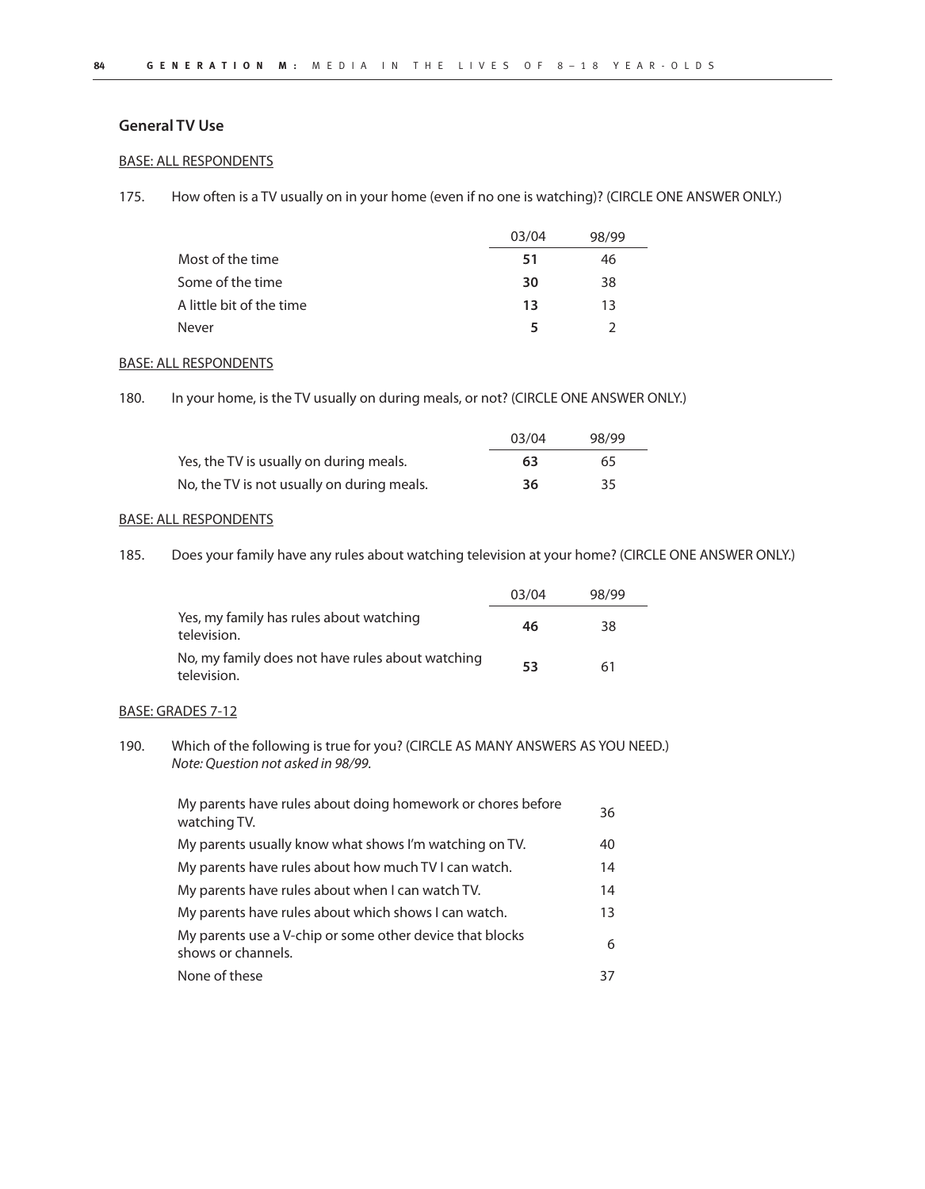## General TV Use

BASE: ALL RESPONDENTS

175. How often is a TV usually on in your home (even if no one is watching)? (CIRCLE ONE ANSWER ONLY.)

| | 03/04 | 98/99 |
|---|---|---|
| Most of the time | **51** | 46 |
| Some of the time | **30** | 38 |
| A little bit of the time | **13** | 13 |
| Never | **5** | 2 |

BASE: ALL RESPONDENTS

180. In your home, is the TV usually on during meals, or not? (CIRCLE ONE ANSWER ONLY.)

| | 03/04 | 98/99 |
|---|---|---|
| Yes, the TV is usually on during meals. | **63** | 65 |
| No, the TV is not usually on during meals. | **36** | 35 |

BASE: ALL RESPONDENTS

185. Does your family have any rules about watching television at your home? (CIRCLE ONE ANSWER ONLY.)

| | 03/04 | 98/99 |
|---|---|---|
| Yes, my family has rules about watching television. | **46** | 38 |
| No, my family does not have rules about watching television. | **53** | 61 |

BASE: GRADES 7-12

190. Which of the following is true for you? (CIRCLE AS MANY ANSWERS AS YOU NEED.)
*Note: Question not asked in 98/99.*

| | |
|---|---|
| My parents have rules about doing homework or chores before watching TV. | 36 |
| My parents usually know what shows I'm watching on TV. | 40 |
| My parents have rules about how much TV I can watch. | 14 |
| My parents have rules about when I can watch TV. | 14 |
| My parents have rules about which shows I can watch. | 13 |
| My parents use a V-chip or some other device that blocks shows or channels. | 6 |
| None of these | 37 |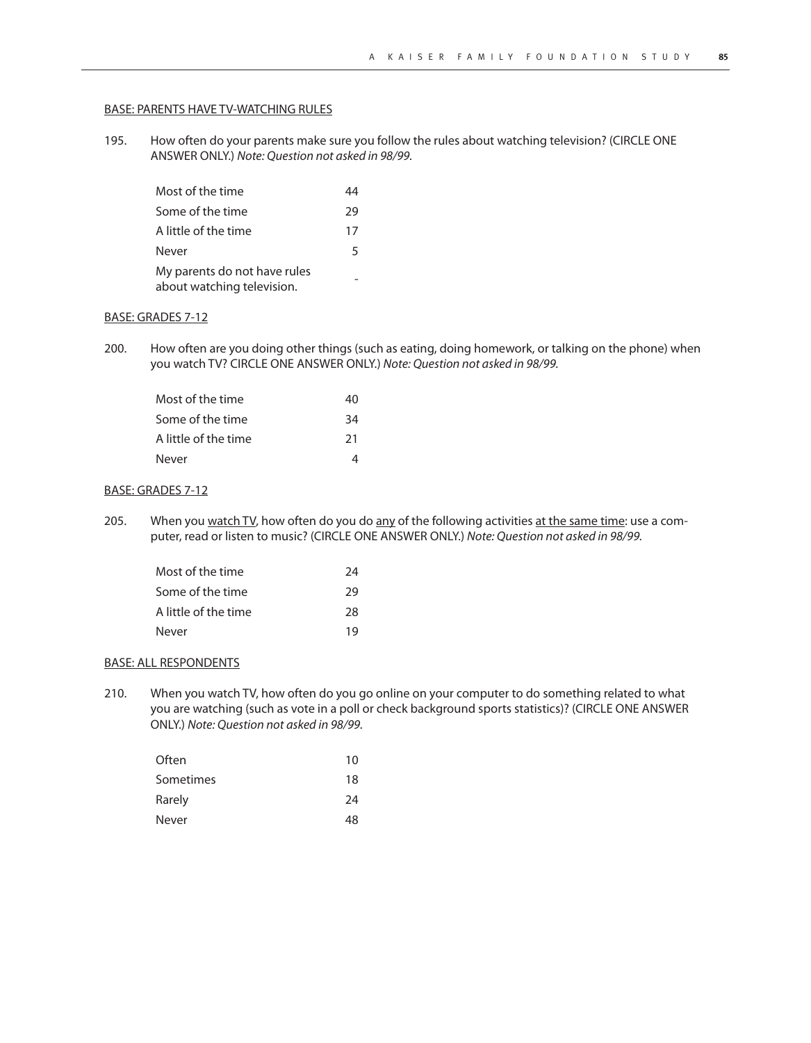<u>BASE: PARENTS HAVE TV-WATCHING RULES</u>

195. How often do your parents make sure you follow the rules about watching television? (CIRCLE ONE ANSWER ONLY.) *Note: Question not asked in 98/99.*

| | |
|---|---|
| Most of the time | 44 |
| Some of the time | 29 |
| A little of the time | 17 |
| Never | 5 |
| My parents do not have rules about watching television. | - |

<u>BASE: GRADES 7-12</u>

200. How often are you doing other things (such as eating, doing homework, or talking on the phone) when you watch TV? CIRCLE ONE ANSWER ONLY.) *Note: Question not asked in 98/99.*

| | |
|---|---|
| Most of the time | 40 |
| Some of the time | 34 |
| A little of the time | 21 |
| Never | 4 |

<u>BASE: GRADES 7-12</u>

205. When you <u>watch TV</u>, how often do you do <u>any</u> of the following activities <u>at the same time</u>: use a computer, read or listen to music? (CIRCLE ONE ANSWER ONLY.) *Note: Question not asked in 98/99.*

| | |
|---|---|
| Most of the time | 24 |
| Some of the time | 29 |
| A little of the time | 28 |
| Never | 19 |

<u>BASE: ALL RESPONDENTS</u>

210. When you watch TV, how often do you go online on your computer to do something related to what you are watching (such as vote in a poll or check background sports statistics)? (CIRCLE ONE ANSWER ONLY.) *Note: Question not asked in 98/99.*

| | |
|---|---|
| Often | 10 |
| Sometimes | 18 |
| Rarely | 24 |
| Never | 48 |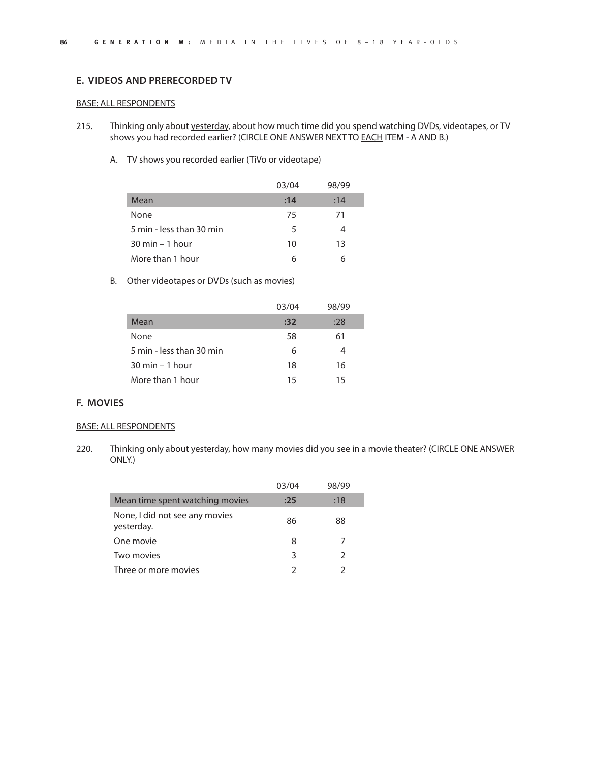## E. VIDEOS AND PRERECORDED TV

BASE: ALL RESPONDENTS

215. Thinking only about yesterday, about how much time did you spend watching DVDs, videotapes, or TV shows you had recorded earlier? (CIRCLE ONE ANSWER NEXT TO EACH ITEM - A AND B.)

A. TV shows you recorded earlier (TiVo or videotape)

| | 03/04 | 98/99 |
|---|---|---|
| Mean | **:14** | :14 |
| None | 75 | 71 |
| 5 min - less than 30 min | 5 | 4 |
| 30 min – 1 hour | 10 | 13 |
| More than 1 hour | 6 | 6 |

B. Other videotapes or DVDs (such as movies)

| | 03/04 | 98/99 |
|---|---|---|
| Mean | **:32** | :28 |
| None | 58 | 61 |
| 5 min - less than 30 min | 6 | 4 |
| 30 min – 1 hour | 18 | 16 |
| More than 1 hour | 15 | 15 |

## F. MOVIES

BASE: ALL RESPONDENTS

220. Thinking only about yesterday, how many movies did you see in a movie theater? (CIRCLE ONE ANSWER ONLY.)

| | 03/04 | 98/99 |
|---|---|---|
| Mean time spent watching movies | **:25** | :18 |
| None, I did not see any movies yesterday. | 86 | 88 |
| One movie | 8 | 7 |
| Two movies | 3 | 2 |
| Three or more movies | 2 | 2 |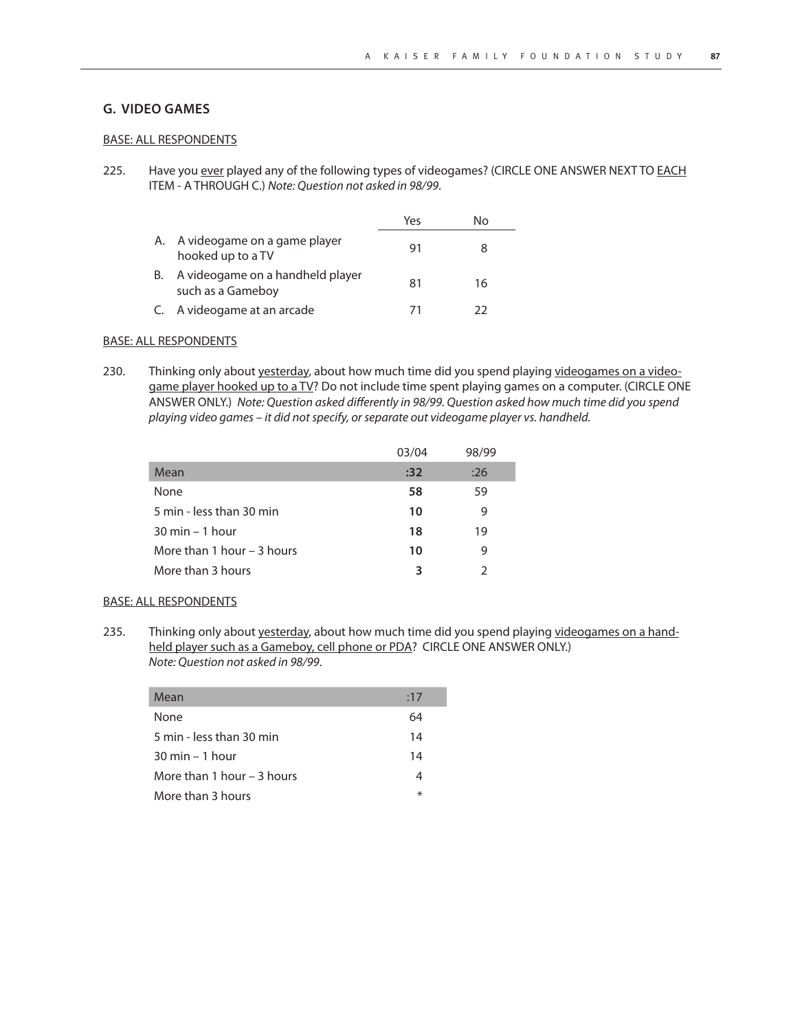## G. VIDEO GAMES

BASE: ALL RESPONDENTS

225. Have you ever played any of the following types of videogames? (CIRCLE ONE ANSWER NEXT TO EACH ITEM - A THROUGH C.) *Note: Question not asked in 98/99.*

| | Yes | No |
|---|---|---|
| A. A videogame on a game player hooked up to a TV | 91 | 8 |
| B. A videogame on a handheld player such as a Gameboy | 81 | 16 |
| C. A videogame at an arcade | 71 | 22 |

BASE: ALL RESPONDENTS

230. Thinking only about yesterday, about how much time did you spend playing videogames on a videogame player hooked up to a TV? Do not include time spent playing games on a computer. (CIRCLE ONE ANSWER ONLY.) *Note: Question asked differently in 98/99. Question asked how much time did you spend playing video games – it did not specify, or separate out videogame player vs. handheld.*

| | 03/04 | 98/99 |
|---|---|---|
| Mean | **:32** | :26 |
| None | **58** | 59 |
| 5 min - less than 30 min | **10** | 9 |
| 30 min – 1 hour | **18** | 19 |
| More than 1 hour – 3 hours | **10** | 9 |
| More than 3 hours | **3** | 2 |

BASE: ALL RESPONDENTS

235. Thinking only about yesterday, about how much time did you spend playing videogames on a handheld player such as a Gameboy, cell phone or PDA? CIRCLE ONE ANSWER ONLY.) *Note: Question not asked in 98/99.*

| | |
|---|---|
| Mean | :17 |
| None | 64 |
| 5 min - less than 30 min | 14 |
| 30 min – 1 hour | 14 |
| More than 1 hour – 3 hours | 4 |
| More than 3 hours | * |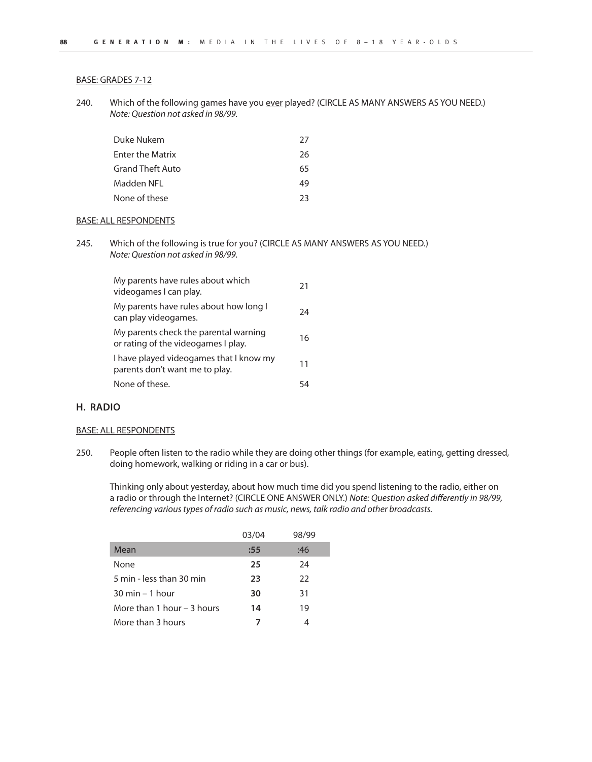<u>BASE: GRADES 7-12</u>

240. Which of the following games have you <u>ever</u> played? (CIRCLE AS MANY ANSWERS AS YOU NEED.)
*Note: Question not asked in 98/99.*

| | |
|---|---|
| Duke Nukem | 27 |
| Enter the Matrix | 26 |
| Grand Theft Auto | 65 |
| Madden NFL | 49 |
| None of these | 23 |

<u>BASE: ALL RESPONDENTS</u>

245. Which of the following is true for you? (CIRCLE AS MANY ANSWERS AS YOU NEED.)
*Note: Question not asked in 98/99.*

| | |
|---|---|
| My parents have rules about which videogames I can play. | 21 |
| My parents have rules about how long I can play videogames. | 24 |
| My parents check the parental warning or rating of the videogames I play. | 16 |
| I have played videogames that I know my parents don't want me to play. | 11 |
| None of these. | 54 |

## H. RADIO

<u>BASE: ALL RESPONDENTS</u>

250. People often listen to the radio while they are doing other things (for example, eating, getting dressed, doing homework, walking or riding in a car or bus).

Thinking only about <u>yesterday</u>, about how much time did you spend listening to the radio, either on a radio or through the Internet? (CIRCLE ONE ANSWER ONLY.) *Note: Question asked differently in 98/99, referencing various types of radio such as music, news, talk radio and other broadcasts.*

| | 03/04 | 98/99 |
|---|---|---|
| Mean | **:55** | :46 |
| None | **25** | 24 |
| 5 min - less than 30 min | **23** | 22 |
| 30 min – 1 hour | **30** | 31 |
| More than 1 hour – 3 hours | **14** | 19 |
| More than 3 hours | **7** | 4 |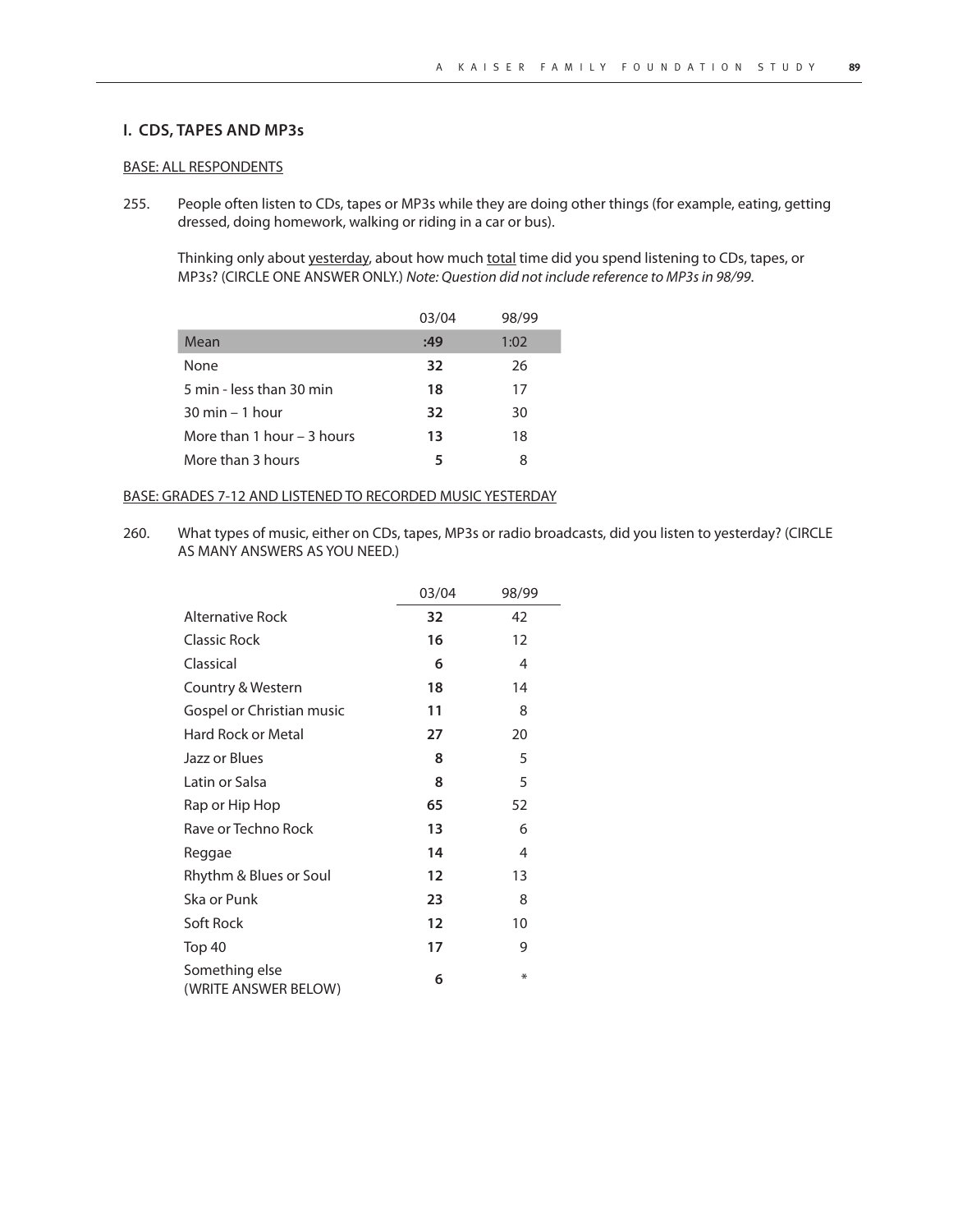## I. CDS, TAPES AND MP3s

BASE: ALL RESPONDENTS

255. People often listen to CDs, tapes or MP3s while they are doing other things (for example, eating, getting dressed, doing homework, walking or riding in a car or bus).

Thinking only about yesterday, about how much total time did you spend listening to CDs, tapes, or MP3s? (CIRCLE ONE ANSWER ONLY.) *Note: Question did not include reference to MP3s in 98/99.*

| | 03/04 | 98/99 |
|---|---|---|
| Mean | **:49** | 1:02 |
| None | **32** | 26 |
| 5 min - less than 30 min | **18** | 17 |
| 30 min – 1 hour | **32** | 30 |
| More than 1 hour – 3 hours | **13** | 18 |
| More than 3 hours | **5** | 8 |

BASE: GRADES 7-12 AND LISTENED TO RECORDED MUSIC YESTERDAY

260. What types of music, either on CDs, tapes, MP3s or radio broadcasts, did you listen to yesterday? (CIRCLE AS MANY ANSWERS AS YOU NEED.)

| | 03/04 | 98/99 |
|---|---|---|
| Alternative Rock | **32** | 42 |
| Classic Rock | **16** | 12 |
| Classical | **6** | 4 |
| Country & Western | **18** | 14 |
| Gospel or Christian music | **11** | 8 |
| Hard Rock or Metal | **27** | 20 |
| Jazz or Blues | **8** | 5 |
| Latin or Salsa | **8** | 5 |
| Rap or Hip Hop | **65** | 52 |
| Rave or Techno Rock | **13** | 6 |
| Reggae | **14** | 4 |
| Rhythm & Blues or Soul | **12** | 13 |
| Ska or Punk | **23** | 8 |
| Soft Rock | **12** | 10 |
| Top 40 | **17** | 9 |
| Something else (WRITE ANSWER BELOW) | **6** | * |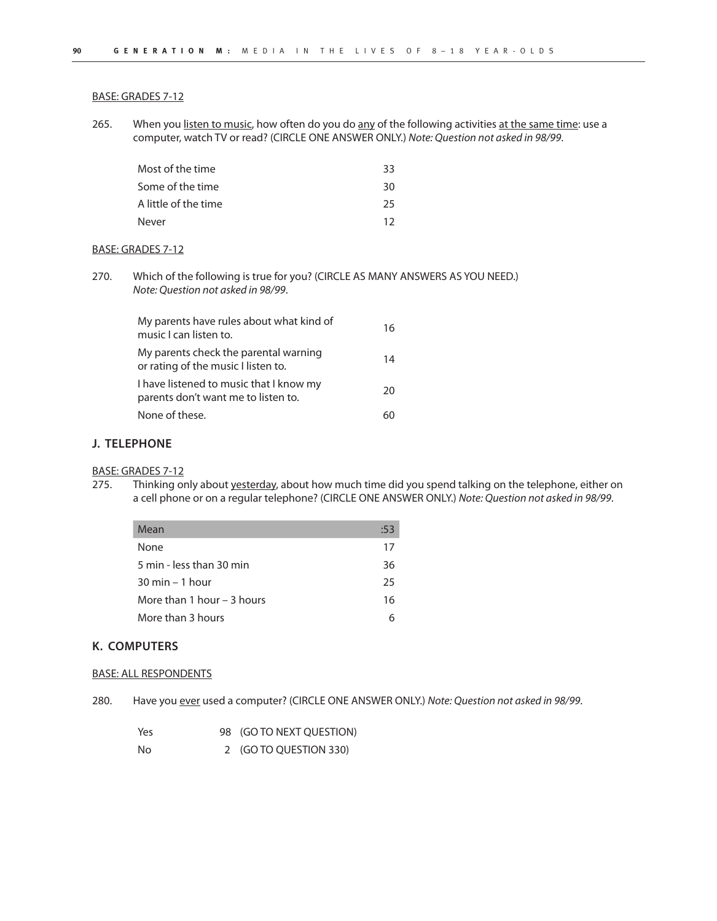BASE: GRADES 7-12

265. When you listen to music, how often do you do any of the following activities at the same time: use a computer, watch TV or read? (CIRCLE ONE ANSWER ONLY.) *Note: Question not asked in 98/99.*

| | |
|---|---|
| Most of the time | 33 |
| Some of the time | 30 |
| A little of the time | 25 |
| Never | 12 |

BASE: GRADES 7-12

270. Which of the following is true for you? (CIRCLE AS MANY ANSWERS AS YOU NEED.) *Note: Question not asked in 98/99.*

| | |
|---|---|
| My parents have rules about what kind of music I can listen to. | 16 |
| My parents check the parental warning or rating of the music I listen to. | 14 |
| I have listened to music that I know my parents don't want me to listen to. | 20 |
| None of these. | 60 |

## J. TELEPHONE

BASE: GRADES 7-12

275. Thinking only about yesterday, about how much time did you spend talking on the telephone, either on a cell phone or on a regular telephone? (CIRCLE ONE ANSWER ONLY.) *Note: Question not asked in 98/99.*

| Mean | :53 |
|---|---|
| None | 17 |
| 5 min - less than 30 min | 36 |
| 30 min – 1 hour | 25 |
| More than 1 hour – 3 hours | 16 |
| More than 3 hours | 6 |

## K. COMPUTERS

BASE: ALL RESPONDENTS

280. Have you ever used a computer? (CIRCLE ONE ANSWER ONLY.) *Note: Question not asked in 98/99.*

| | | |
|---|---|---|
| Yes | 98 | (GO TO NEXT QUESTION) |
| No | 2 | (GO TO QUESTION 330) |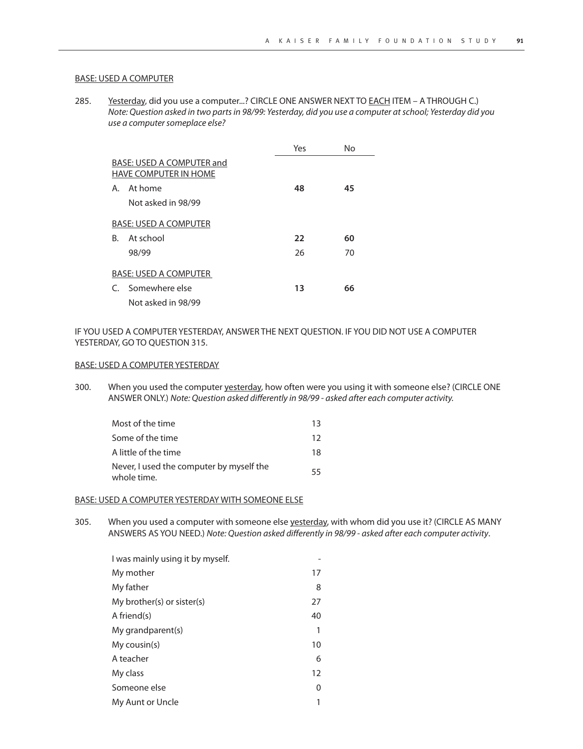BASE: USED A COMPUTER

285. Yesterday, did you use a computer...? CIRCLE ONE ANSWER NEXT TO EACH ITEM – A THROUGH C.) *Note: Question asked in two parts in 98/99: Yesterday, did you use a computer at school; Yesterday did you use a computer someplace else?*

| | Yes | No |
|---|---|---|
| BASE: USED A COMPUTER and HAVE COMPUTER IN HOME | | |
| A. At home | **48** | **45** |
| Not asked in 98/99 | | |
| BASE: USED A COMPUTER | | |
| B. At school | **22** | **60** |
| 98/99 | 26 | 70 |
| BASE: USED A COMPUTER | | |
| C. Somewhere else | **13** | **66** |
| Not asked in 98/99 | | |

IF YOU USED A COMPUTER YESTERDAY, ANSWER THE NEXT QUESTION. IF YOU DID NOT USE A COMPUTER YESTERDAY, GO TO QUESTION 315.

BASE: USED A COMPUTER YESTERDAY

300. When you used the computer yesterday, how often were you using it with someone else? (CIRCLE ONE ANSWER ONLY.) *Note: Question asked differently in 98/99 - asked after each computer activity.*

| | |
|---|---|
| Most of the time | 13 |
| Some of the time | 12 |
| A little of the time | 18 |
| Never, I used the computer by myself the whole time. | 55 |

BASE: USED A COMPUTER YESTERDAY WITH SOMEONE ELSE

305. When you used a computer with someone else yesterday, with whom did you use it? (CIRCLE AS MANY ANSWERS AS YOU NEED.) *Note: Question asked differently in 98/99 - asked after each computer activity.*

| | |
|---|---|
| I was mainly using it by myself. | - |
| My mother | 17 |
| My father | 8 |
| My brother(s) or sister(s) | 27 |
| A friend(s) | 40 |
| My grandparent(s) | 1 |
| My cousin(s) | 10 |
| A teacher | 6 |
| My class | 12 |
| Someone else | 0 |
| My Aunt or Uncle | 1 |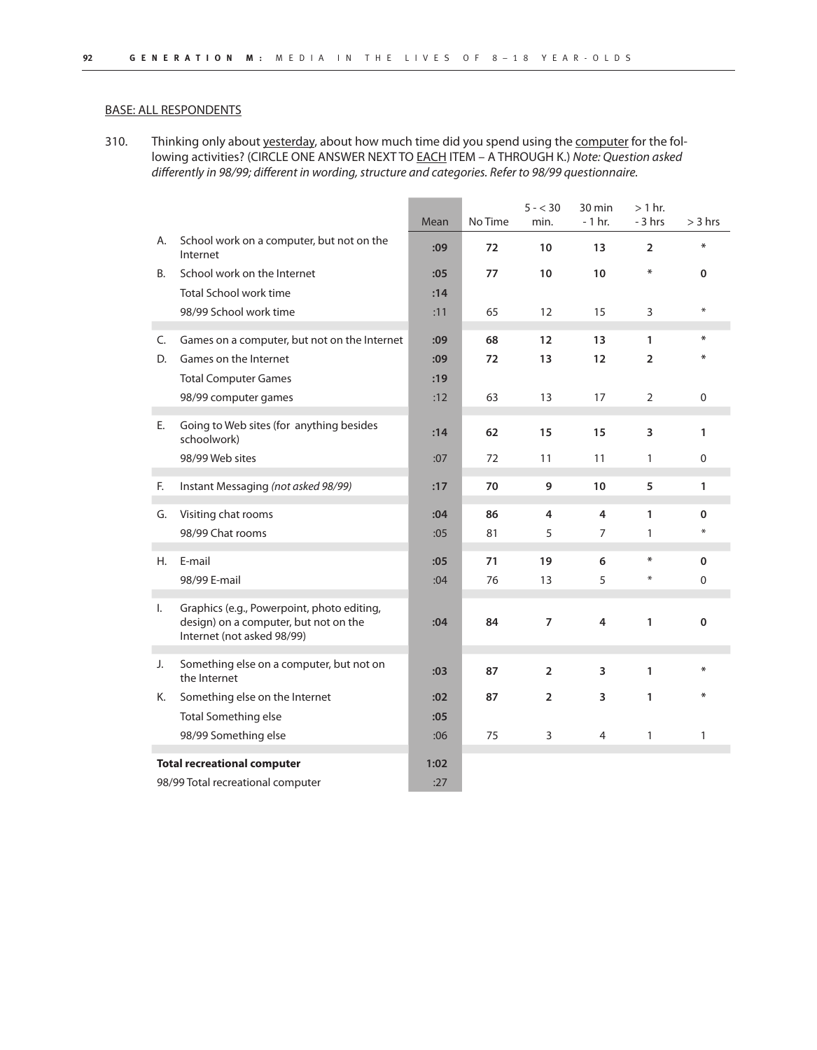BASE: ALL RESPONDENTS

310. Thinking only about yesterday, about how much time did you spend using the computer for the following activities? (CIRCLE ONE ANSWER NEXT TO EACH ITEM – A THROUGH K.) *Note: Question asked differently in 98/99; different in wording, structure and categories. Refer to 98/99 questionnaire.*

| | | Mean | No Time | 5 - < 30 min. | 30 min - 1 hr. | > 1 hr. - 3 hrs | > 3 hrs |
|---|---|---|---|---|---|---|---|
| A. | School work on a computer, but not on the Internet | **:09** | **72** | **10** | **13** | **2** | * |
| B. | School work on the Internet | **:05** | **77** | **10** | **10** | * | **0** |
| | Total School work time | **:14** | | | | | |
| | 98/99 School work time | :11 | 65 | 12 | 15 | 3 | * |
| C. | Games on a computer, but not on the Internet | **:09** | **68** | **12** | **13** | **1** | * |
| D. | Games on the Internet | **:09** | **72** | **13** | **12** | **2** | * |
| | Total Computer Games | **:19** | | | | | |
| | 98/99 computer games | :12 | 63 | 13 | 17 | 2 | 0 |
| E. | Going to Web sites (for anything besides schoolwork) | **:14** | **62** | **15** | **15** | **3** | **1** |
| | 98/99 Web sites | :07 | 72 | 11 | 11 | 1 | 0 |
| F. | Instant Messaging *(not asked 98/99)* | **:17** | **70** | **9** | **10** | **5** | **1** |
| G. | Visiting chat rooms | **:04** | **86** | **4** | **4** | **1** | **0** |
| | 98/99 Chat rooms | :05 | 81 | 5 | 7 | 1 | * |
| H. | E-mail | **:05** | **71** | **19** | **6** | * | **0** |
| | 98/99 E-mail | :04 | 76 | 13 | 5 | * | 0 |
| I. | Graphics (e.g., Powerpoint, photo editing, design) on a computer, but not on the Internet (not asked 98/99) | **:04** | **84** | **7** | **4** | **1** | **0** |
| J. | Something else on a computer, but not on the Internet | **:03** | **87** | **2** | **3** | **1** | * |
| K. | Something else on the Internet | **:02** | **87** | **2** | **3** | **1** | * |
| | Total Something else | **:05** | | | | | |
| | 98/99 Something else | :06 | 75 | 3 | 4 | 1 | 1 |
| **Total recreational computer** | | **1:02** | | | | | |
| 98/99 Total recreational computer | | :27 | | | | | |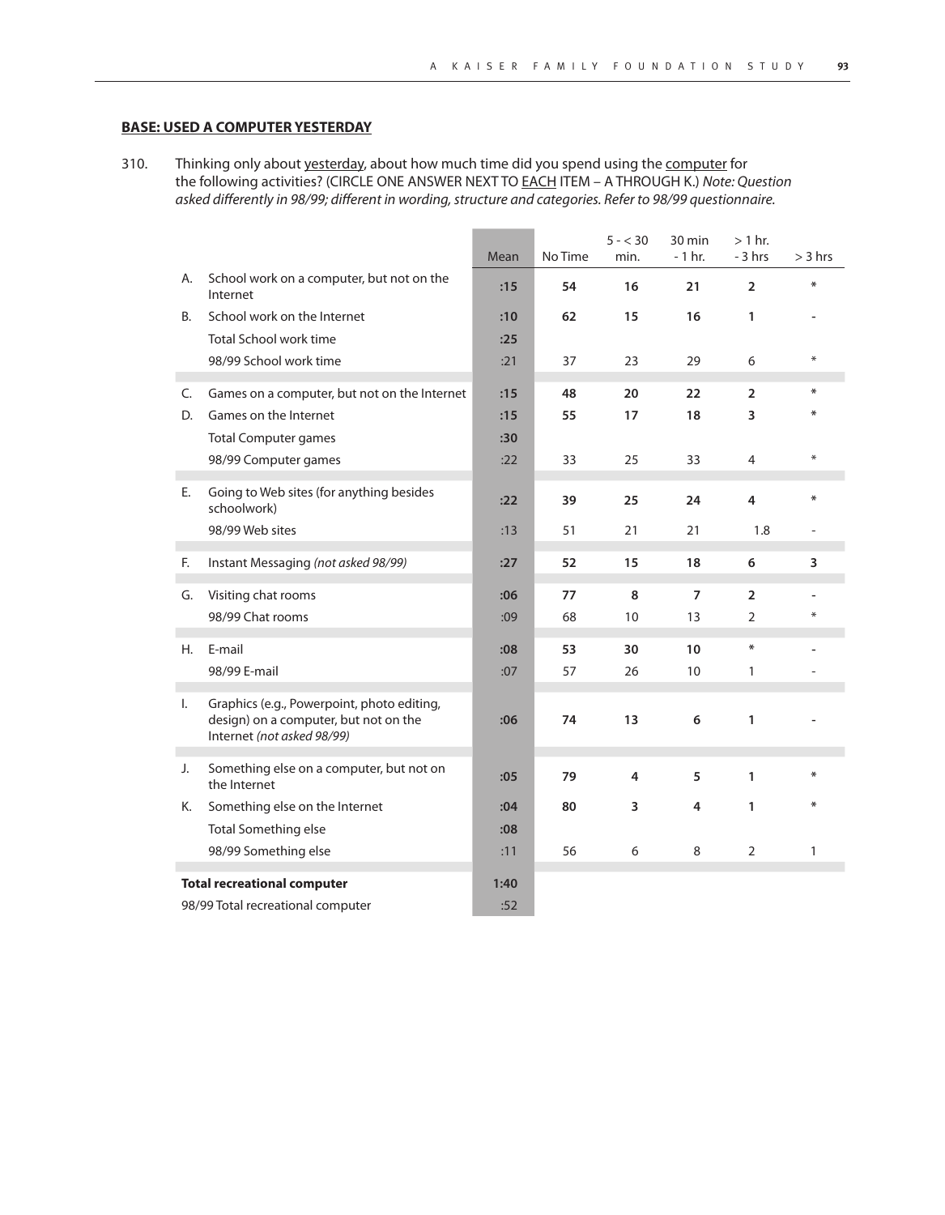**BASE: USED A COMPUTER YESTERDAY**

310. Thinking only about yesterday, about how much time did you spend using the computer for the following activities? (CIRCLE ONE ANSWER NEXT TO EACH ITEM – A THROUGH K.) *Note: Question asked differently in 98/99; different in wording, structure and categories. Refer to 98/99 questionnaire.*

| | | Mean | No Time | 5 - < 30 min. | 30 min - 1 hr. | > 1 hr. - 3 hrs | > 3 hrs |
|---|---|---|---|---|---|---|---|
| A. | School work on a computer, but not on the Internet | **:15** | **54** | **16** | **21** | **2** | * |
| B. | School work on the Internet | **:10** | **62** | **15** | **16** | **1** | - |
| | Total School work time | **:25** | | | | | |
| | 98/99 School work time | :21 | 37 | 23 | 29 | 6 | * |
| C. | Games on a computer, but not on the Internet | **:15** | **48** | **20** | **22** | **2** | * |
| D. | Games on the Internet | **:15** | **55** | **17** | **18** | **3** | * |
| | Total Computer games | **:30** | | | | | |
| | 98/99 Computer games | :22 | 33 | 25 | 33 | 4 | * |
| E. | Going to Web sites (for anything besides schoolwork) | **:22** | **39** | **25** | **24** | **4** | * |
| | 98/99 Web sites | :13 | 51 | 21 | 21 | 1.8 | - |
| F. | Instant Messaging *(not asked 98/99)* | **:27** | **52** | **15** | **18** | **6** | **3** |
| G. | Visiting chat rooms | **:06** | **77** | **8** | **7** | **2** | - |
| | 98/99 Chat rooms | :09 | 68 | 10 | 13 | 2 | * |
| H. | E-mail | **:08** | **53** | **30** | **10** | * | - |
| | 98/99 E-mail | :07 | 57 | 26 | 10 | 1 | - |
| I. | Graphics (e.g., Powerpoint, photo editing, design) on a computer, but not on the Internet *(not asked 98/99)* | **:06** | **74** | **13** | **6** | **1** | - |
| J. | Something else on a computer, but not on the Internet | **:05** | **79** | **4** | **5** | **1** | * |
| K. | Something else on the Internet | **:04** | **80** | **3** | **4** | **1** | * |
| | Total Something else | **:08** | | | | | |
| | 98/99 Something else | :11 | 56 | 6 | 8 | 2 | 1 |
| **Total recreational computer** | | **1:40** | | | | | |
| 98/99 Total recreational computer | | :52 | | | | | |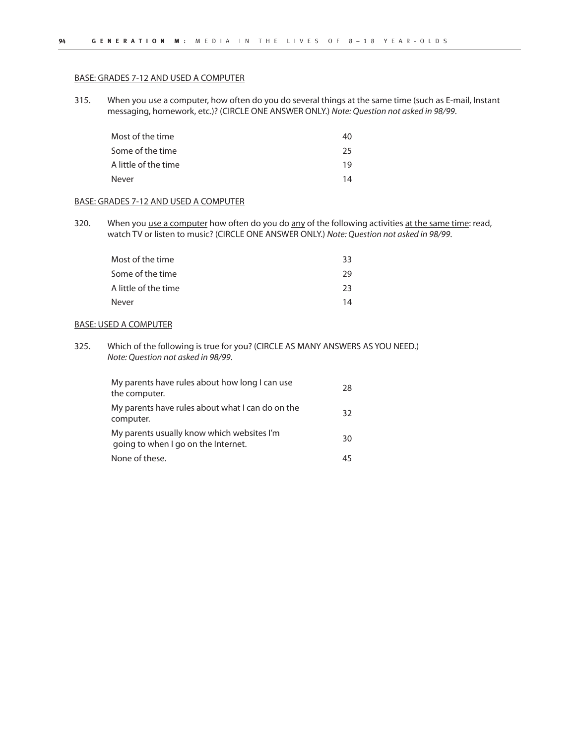<u>BASE: GRADES 7-12 AND USED A COMPUTER</u>

315. When you use a computer, how often do you do several things at the same time (such as E-mail, Instant messaging, homework, etc.)? (CIRCLE ONE ANSWER ONLY.) *Note: Question not asked in 98/99*.

| | |
|---|---|
| Most of the time | 40 |
| Some of the time | 25 |
| A little of the time | 19 |
| Never | 14 |

<u>BASE: GRADES 7-12 AND USED A COMPUTER</u>

320. When you <u>use a computer</u> how often do you do <u>any</u> of the following activities <u>at the same time</u>: read, watch TV or listen to music? (CIRCLE ONE ANSWER ONLY.) *Note: Question not asked in 98/99*.

| | |
|---|---|
| Most of the time | 33 |
| Some of the time | 29 |
| A little of the time | 23 |
| Never | 14 |

<u>BASE: USED A COMPUTER</u>

325. Which of the following is true for you? (CIRCLE AS MANY ANSWERS AS YOU NEED.) *Note: Question not asked in 98/99*.

| | |
|---|---|
| My parents have rules about how long I can use the computer. | 28 |
| My parents have rules about what I can do on the computer. | 32 |
| My parents usually know which websites I'm going to when I go on the Internet. | 30 |
| None of these. | 45 |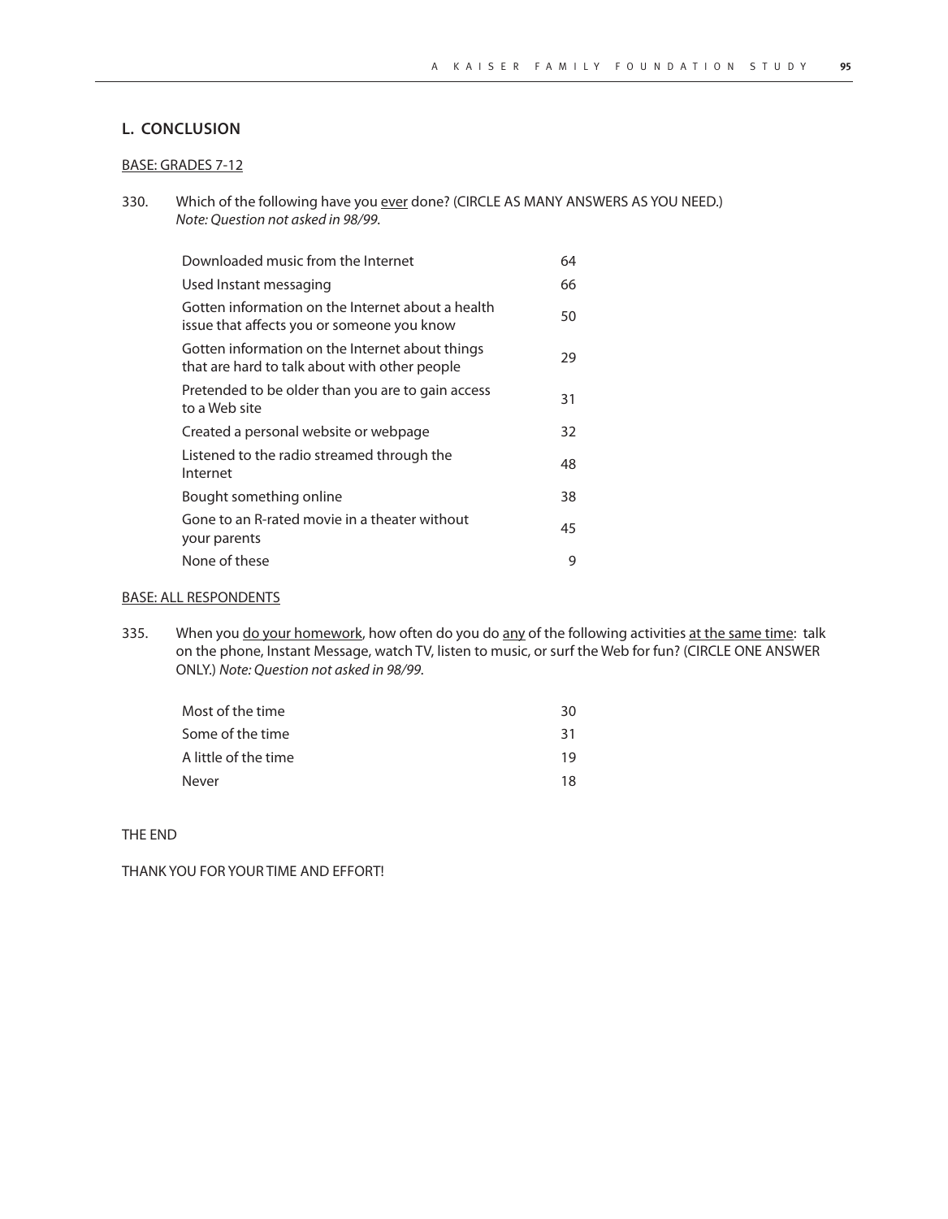## L. CONCLUSION

BASE: GRADES 7-12

330. Which of the following have you ever done? (CIRCLE AS MANY ANSWERS AS YOU NEED.)
*Note: Question not asked in 98/99.*

| | |
|---|---|
| Downloaded music from the Internet | 64 |
| Used Instant messaging | 66 |
| Gotten information on the Internet about a health issue that affects you or someone you know | 50 |
| Gotten information on the Internet about things that are hard to talk about with other people | 29 |
| Pretended to be older than you are to gain access to a Web site | 31 |
| Created a personal website or webpage | 32 |
| Listened to the radio streamed through the Internet | 48 |
| Bought something online | 38 |
| Gone to an R-rated movie in a theater without your parents | 45 |
| None of these | 9 |

BASE: ALL RESPONDENTS

335. When you do your homework, how often do you do any of the following activities at the same time: talk on the phone, Instant Message, watch TV, listen to music, or surf the Web for fun? (CIRCLE ONE ANSWER ONLY.) *Note: Question not asked in 98/99.*

| | |
|---|---|
| Most of the time | 30 |
| Some of the time | 31 |
| A little of the time | 19 |
| Never | 18 |

THE END

THANK YOU FOR YOUR TIME AND EFFORT!